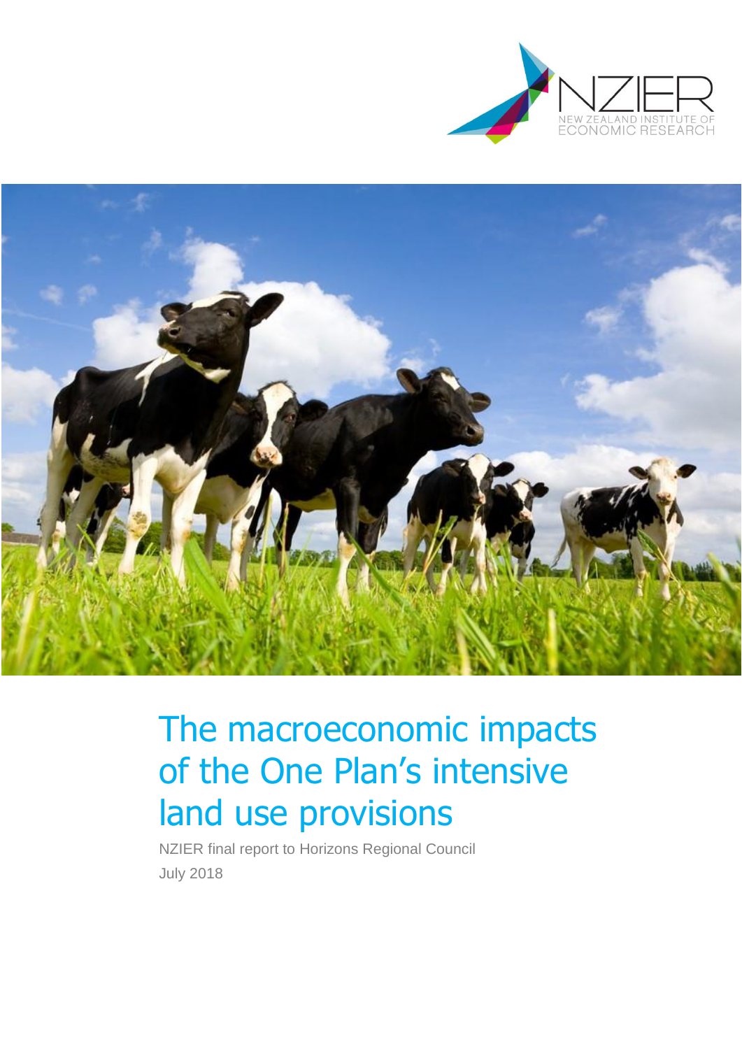NZIER

NEW ZEALAND INSTITUTE OF ECONOMIC RESEARCH

# The macroeconomic impacts of the One Plan's intensive land use provisions

NZIER final report to Horizons Regional Council

July 2018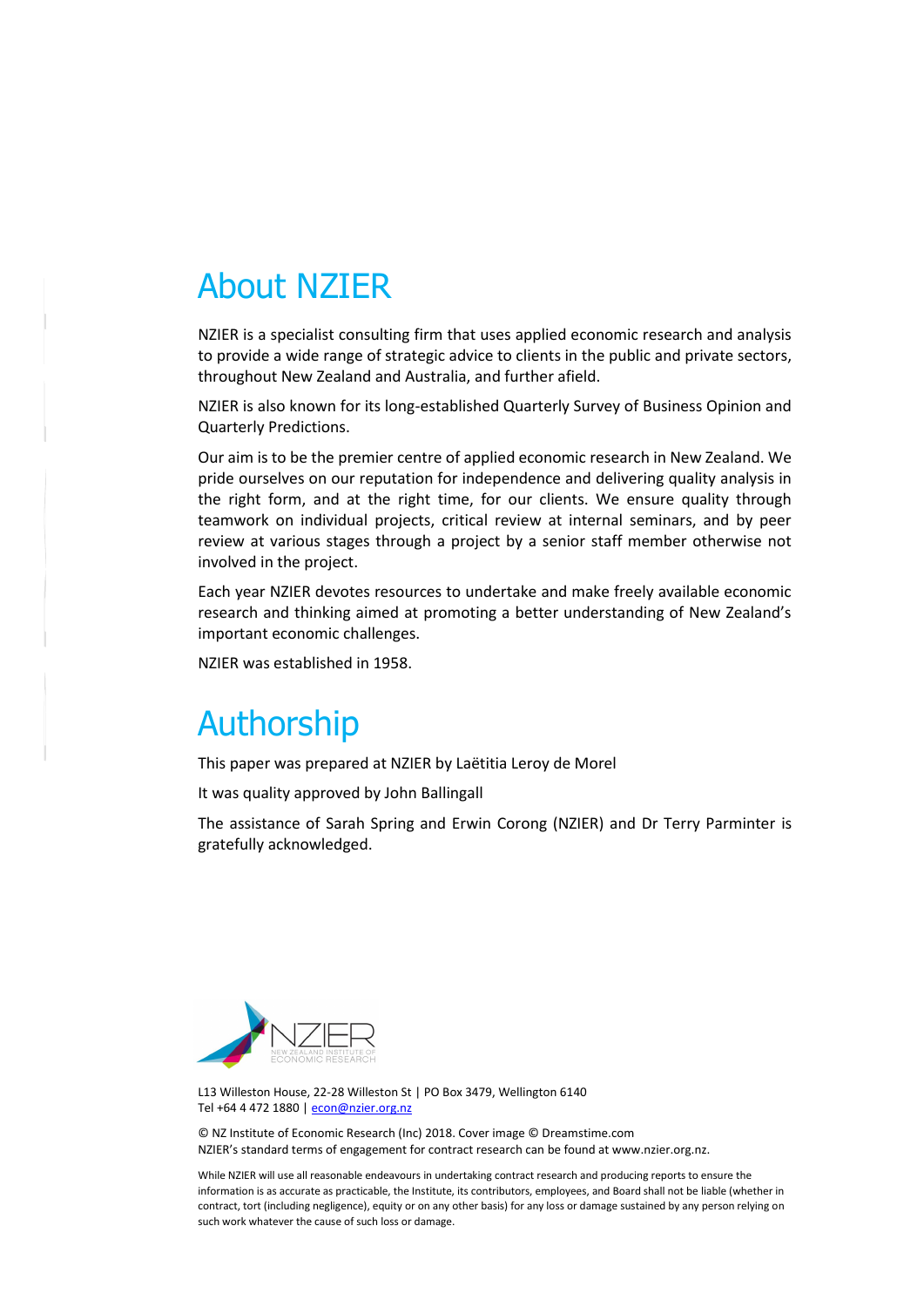# About NZIER

NZIER is a specialist consulting firm that uses applied economic research and analysis to provide a wide range of strategic advice to clients in the public and private sectors, throughout New Zealand and Australia, and further afield.

NZIER is also known for its long-established Quarterly Survey of Business Opinion and Quarterly Predictions.

Our aim is to be the premier centre of applied economic research in New Zealand. We pride ourselves on our reputation for independence and delivering quality analysis in the right form, and at the right time, for our clients. We ensure quality through teamwork on individual projects, critical review at internal seminars, and by peer review at various stages through a project by a senior staff member otherwise not involved in the project.

Each year NZIER devotes resources to undertake and make freely available economic research and thinking aimed at promoting a better understanding of New Zealand's important economic challenges.

NZIER was established in 1958.

# Authorship

This paper was prepared at NZIER by Laëtitia Leroy de Morel

It was quality approved by John Ballingall

The assistance of Sarah Spring and Erwin Corong (NZIER) and Dr Terry Parminter is gratefully acknowledged.

NZIER
NEW ZEALAND INSTITUTE OF ECONOMIC RESEARCH

L13 Willeston House, 22-28 Willeston St | PO Box 3479, Wellington 6140
Tel +64 4 472 1880 | econ@nzier.org.nz

© NZ Institute of Economic Research (Inc) 2018. Cover image © Dreamstime.com
NZIER's standard terms of engagement for contract research can be found at www.nzier.org.nz.

While NZIER will use all reasonable endeavours in undertaking contract research and producing reports to ensure the information is as accurate as practicable, the Institute, its contributors, employees, and Board shall not be liable (whether in contract, tort (including negligence), equity or on any other basis) for any loss or damage sustained by any person relying on such work whatever the cause of such loss or damage.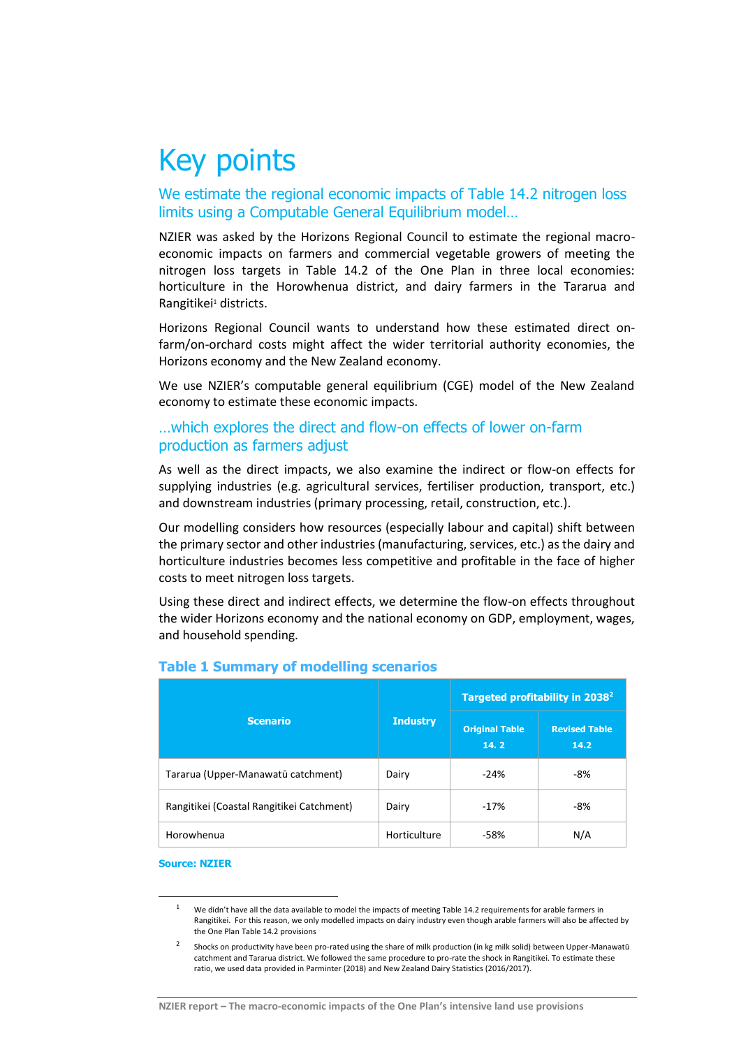# Key points

## We estimate the regional economic impacts of Table 14.2 nitrogen loss limits using a Computable General Equilibrium model…

NZIER was asked by the Horizons Regional Council to estimate the regional macro-economic impacts on farmers and commercial vegetable growers of meeting the nitrogen loss targets in Table 14.2 of the One Plan in three local economies: horticulture in the Horowhenua district, and dairy farmers in the Tararua and Rangitikei[1] districts.

Horizons Regional Council wants to understand how these estimated direct on-farm/on-orchard costs might affect the wider territorial authority economies, the Horizons economy and the New Zealand economy.

We use NZIER's computable general equilibrium (CGE) model of the New Zealand economy to estimate these economic impacts.

## …which explores the direct and flow-on effects of lower on-farm production as farmers adjust

As well as the direct impacts, we also examine the indirect or flow-on effects for supplying industries (e.g. agricultural services, fertiliser production, transport, etc.) and downstream industries (primary processing, retail, construction, etc.).

Our modelling considers how resources (especially labour and capital) shift between the primary sector and other industries (manufacturing, services, etc.) as the dairy and horticulture industries becomes less competitive and profitable in the face of higher costs to meet nitrogen loss targets.

Using these direct and indirect effects, we determine the flow-on effects throughout the wider Horizons economy and the national economy on GDP, employment, wages, and household spending.

**Table 1 Summary of modelling scenarios**

| Scenario | Industry | Targeted profitability in 2038[2] | |
|---|---|---|---|
| | | Original Table 14. 2 | Revised Table 14.2 |
| Tararua (Upper-Manawatū catchment) | Dairy | -24% | -8% |
| Rangitikei (Coastal Rangitikei Catchment) | Dairy | -17% | -8% |
| Horowhenua | Horticulture | -58% | N/A |

**Source: NZIER**

[1] We didn't have all the data available to model the impacts of meeting Table 14.2 requirements for arable farmers in Rangitikei. For this reason, we only modelled impacts on dairy industry even though arable farmers will also be affected by the One Plan Table 14.2 provisions

[2] Shocks on productivity have been pro-rated using the share of milk production (in kg milk solid) between Upper-Manawatū catchment and Tararua district. We followed the same procedure to pro-rate the shock in Rangitikei. To estimate these ratio, we used data provided in Parminter (2018) and New Zealand Dairy Statistics (2016/2017).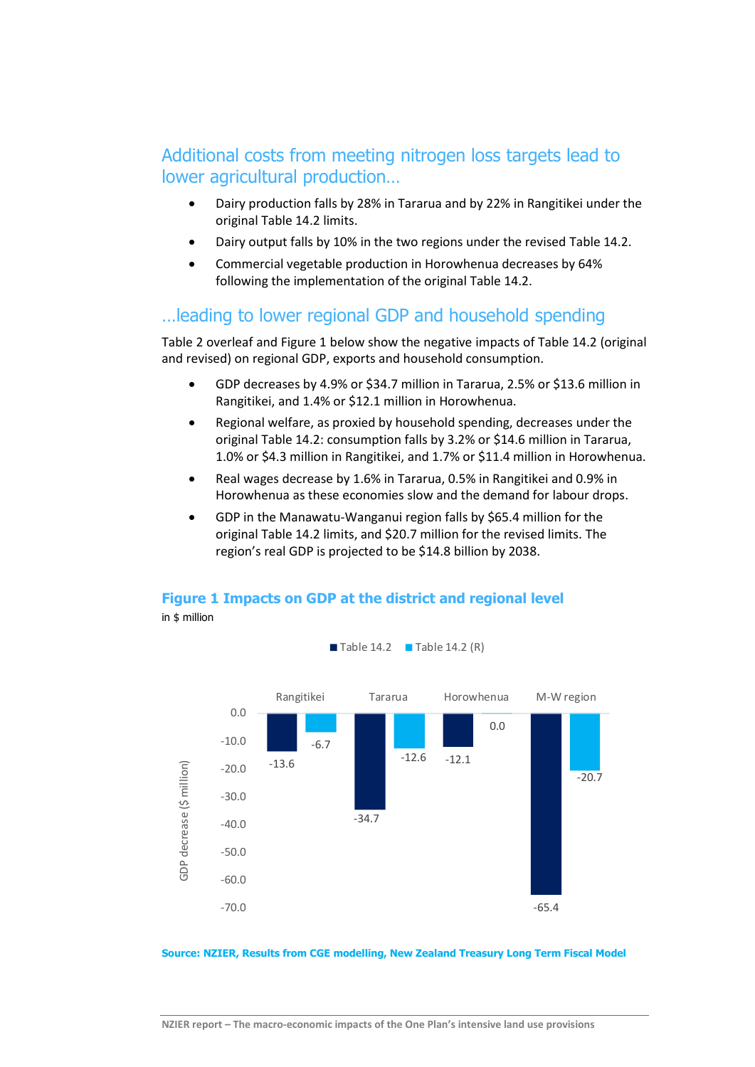## Additional costs from meeting nitrogen loss targets lead to lower agricultural production…

- Dairy production falls by 28% in Tararua and by 22% in Rangitikei under the original Table 14.2 limits.
- Dairy output falls by 10% in the two regions under the revised Table 14.2.
- Commercial vegetable production in Horowhenua decreases by 64% following the implementation of the original Table 14.2.

## …leading to lower regional GDP and household spending

Table 2 overleaf and Figure 1 below show the negative impacts of Table 14.2 (original and revised) on regional GDP, exports and household consumption.

- GDP decreases by 4.9% or $34.7 million in Tararua, 2.5% or $13.6 million in Rangitikei, and 1.4% or $12.1 million in Horowhenua.
- Regional welfare, as proxied by household spending, decreases under the original Table 14.2: consumption falls by 3.2% or $14.6 million in Tararua, 1.0% or $4.3 million in Rangitikei, and 1.7% or $11.4 million in Horowhenua.
- Real wages decrease by 1.6% in Tararua, 0.5% in Rangitikei and 0.9% in Horowhenua as these economies slow and the demand for labour drops.
- GDP in the Manawatu-Wanganui region falls by $65.4 million for the original Table 14.2 limits, and $20.7 million for the revised limits. The region's real GDP is projected to be $14.8 billion by 2038.

**Figure 1 Impacts on GDP at the district and regional level**

in $ million

GDP decrease ($ million)

| | Table 14.2 | Table 14.2 (R) |
|---|---|---|
| Rangitikei | -13.6 | -6.7 |
| Tararua | -34.7 | -12.6 |
| Horowhenua | -12.1 | 0.0 |
| M-W region | -65.4 | -20.7 |

**Source: NZIER, Results from CGE modelling, New Zealand Treasury Long Term Fiscal Model**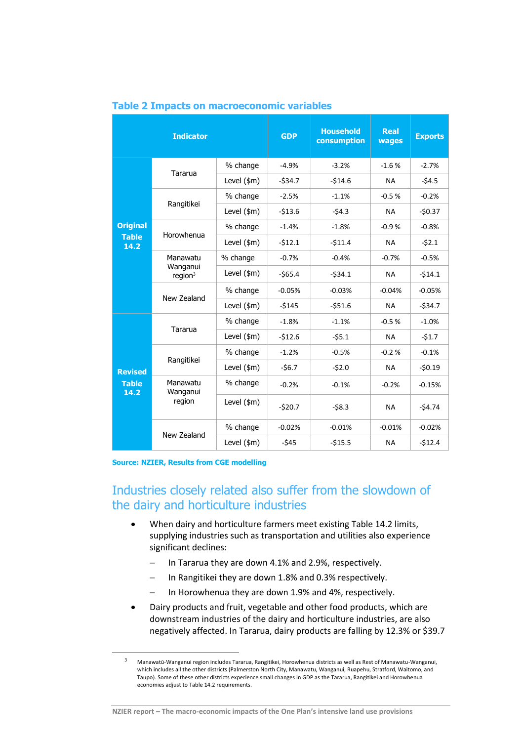## Table 2 Impacts on macroeconomic variables

| Indicator | | | GDP | Household consumption | Real wages | Exports |
|---|---|---|---|---|---|---|
| Original Table 14.2 | Tararua | % change | -4.9% | -3.2% | -1.6 % | -2.7% |
| | | Level ($m) | -$34.7 | -$14.6 | NA | -$4.5 |
| | Rangitikei | % change | -2.5% | -1.1% | -0.5 % | -0.2% |
| | | Level ($m) | -$13.6 | -$4.3 | NA | -$0.37 |
| | Horowhenua | % change | -1.4% | -1.8% | -0.9 % | -0.8% |
| | | Level ($m) | -$12.1 | -$11.4 | NA | -$2.1 |
| | Manawatu Wanganui region[3] | % change | -0.7% | -0.4% | -0.7% | -0.5% |
| | | Level ($m) | -$65.4 | -$34.1 | NA | -$14.1 |
| | New Zealand | % change | -0.05% | -0.03% | -0.04% | -0.05% |
| | | Level ($m) | -$145 | -$51.6 | NA | -$34.7 |
| Revised Table 14.2 | Tararua | % change | -1.8% | -1.1% | -0.5 % | -1.0% |
| | | Level ($m) | -$12.6 | -$5.1 | NA | -$1.7 |
| | Rangitikei | % change | -1.2% | -0.5% | -0.2 % | -0.1% |
| | | Level ($m) | -$6.7 | -$2.0 | NA | -$0.19 |
| | Manawatu Wanganui region | % change | -0.2% | -0.1% | -0.2% | -0.15% |
| | | Level ($m) | -$20.7 | -$8.3 | NA | -$4.74 |
| | New Zealand | % change | -0.02% | -0.01% | -0.01% | -0.02% |
| | | Level ($m) | -$45 | -$15.5 | NA | -$12.4 |

Source: NZIER, Results from CGE modelling

## Industries closely related also suffer from the slowdown of the dairy and horticulture industries

- When dairy and horticulture farmers meet existing Table 14.2 limits, supplying industries such as transportation and utilities also experience significant declines:
  - In Tararua they are down 4.1% and 2.9%, respectively.
  - In Rangitikei they are down 1.8% and 0.3% respectively.
  - In Horowhenua they are down 1.9% and 4%, respectively.
- Dairy products and fruit, vegetable and other food products, which are downstream industries of the dairy and horticulture industries, are also negatively affected. In Tararua, dairy products are falling by 12.3% or $39.7

[3] Manawatū-Wanganui region includes Tararua, Rangitikei, Horowhenua districts as well as Rest of Manawatu-Wanganui, which includes all the other districts (Palmerston North City, Manawatu, Wanganui, Ruapehu, Stratford, Waitomo, and Taupo). Some of these other districts experience small changes in GDP as the Tararua, Rangitikei and Horowhenua economies adjust to Table 14.2 requirements.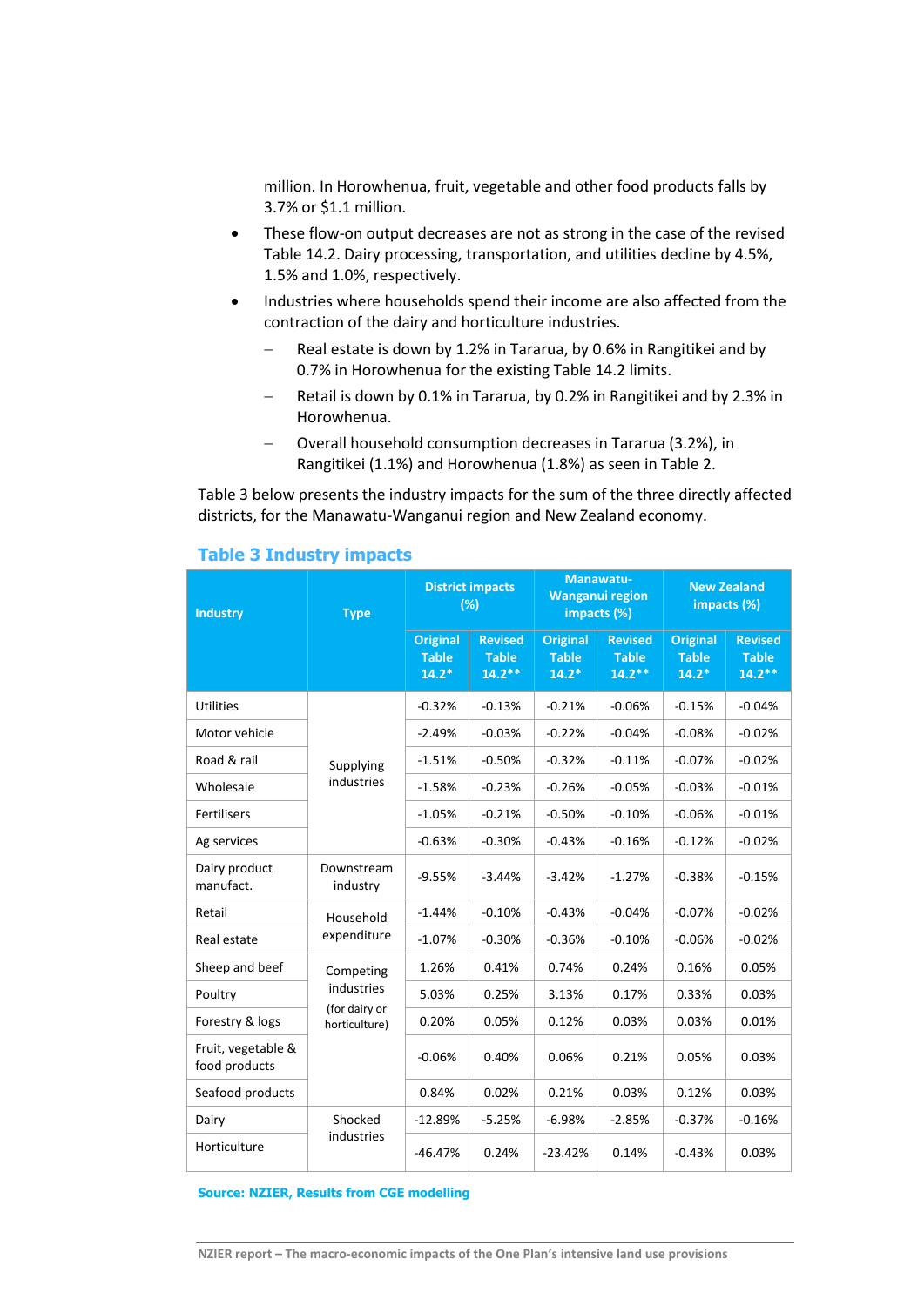million. In Horowhenua, fruit, vegetable and other food products falls by 3.7% or $1.1 million.

- These flow-on output decreases are not as strong in the case of the revised Table 14.2. Dairy processing, transportation, and utilities decline by 4.5%, 1.5% and 1.0%, respectively.
- Industries where households spend their income are also affected from the contraction of the dairy and horticulture industries.
  - Real estate is down by 1.2% in Tararua, by 0.6% in Rangitikei and by 0.7% in Horowhenua for the existing Table 14.2 limits.
  - Retail is down by 0.1% in Tararua, by 0.2% in Rangitikei and by 2.3% in Horowhenua.
  - Overall household consumption decreases in Tararua (3.2%), in Rangitikei (1.1%) and Horowhenua (1.8%) as seen in Table 2.

Table 3 below presents the industry impacts for the sum of the three directly affected districts, for the Manawatu-Wanganui region and New Zealand economy.

## Table 3 Industry impacts

| Industry | Type | District impacts (%) | | Manawatu-Wanganui region impacts (%) | | New Zealand impacts (%) | |
|---|---|---|---|---|---|---|---|
| | | Original Table 14.2* | Revised Table 14.2** | Original Table 14.2* | Revised Table 14.2** | Original Table 14.2* | Revised Table 14.2** |
| Utilities | Supplying industries | -0.32% | -0.13% | -0.21% | -0.06% | -0.15% | -0.04% |
| Motor vehicle | | -2.49% | -0.03% | -0.22% | -0.04% | -0.08% | -0.02% |
| Road & rail | | -1.51% | -0.50% | -0.32% | -0.11% | -0.07% | -0.02% |
| Wholesale | | -1.58% | -0.23% | -0.26% | -0.05% | -0.03% | -0.01% |
| Fertilisers | | -1.05% | -0.21% | -0.50% | -0.10% | -0.06% | -0.01% |
| Ag services | | -0.63% | -0.30% | -0.43% | -0.16% | -0.12% | -0.02% |
| Dairy product manufact. | Downstream industry | -9.55% | -3.44% | -3.42% | -1.27% | -0.38% | -0.15% |
| Retail | Household expenditure | -1.44% | -0.10% | -0.43% | -0.04% | -0.07% | -0.02% |
| Real estate | | -1.07% | -0.30% | -0.36% | -0.10% | -0.06% | -0.02% |
| Sheep and beef | Competing industries (for dairy or horticulture) | 1.26% | 0.41% | 0.74% | 0.24% | 0.16% | 0.05% |
| Poultry | | 5.03% | 0.25% | 3.13% | 0.17% | 0.33% | 0.03% |
| Forestry & logs | | 0.20% | 0.05% | 0.12% | 0.03% | 0.03% | 0.01% |
| Fruit, vegetable & food products | | -0.06% | 0.40% | 0.06% | 0.21% | 0.05% | 0.03% |
| Seafood products | | 0.84% | 0.02% | 0.21% | 0.03% | 0.12% | 0.03% |
| Dairy | Shocked industries | -12.89% | -5.25% | -6.98% | -2.85% | -0.37% | -0.16% |
| Horticulture | | -46.47% | 0.24% | -23.42% | 0.14% | -0.43% | 0.03% |

Source: NZIER, Results from CGE modelling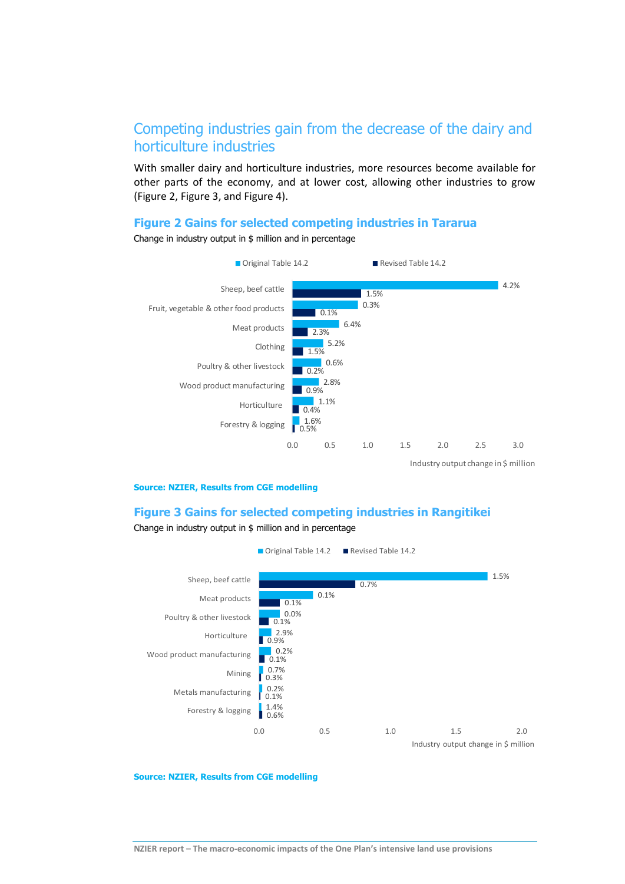## Competing industries gain from the decrease of the dairy and horticulture industries

With smaller dairy and horticulture industries, more resources become available for other parts of the economy, and at lower cost, allowing other industries to grow (Figure 2, Figure 3, and Figure 4).

### Figure 2 Gains for selected competing industries in Tararua

Change in industry output in $ million and in percentage

| Industry | Original Table 14.2 | Revised Table 14.2 |
| --- | --- | --- |
| Sheep, beef cattle | 4.2% | 1.5% |
| Fruit, vegetable & other food products | 0.3% | 0.1% |
| Meat products | 6.4% | 2.3% |
| Clothing | 5.2% | 1.5% |
| Poultry & other livestock | 0.6% | 0.2% |
| Wood product manufacturing | 2.8% | 0.9% |
| Horticulture | 1.1% | 0.4% |
| Forestry & logging | 1.6% | 0.5% |

Industry output change in $ million

**Source: NZIER, Results from CGE modelling**

### Figure 3 Gains for selected competing industries in Rangitikei

Change in industry output in $ million and in percentage

| Industry | Original Table 14.2 | Revised Table 14.2 |
| --- | --- | --- |
| Sheep, beef cattle | 1.5% | 0.7% |
| Meat products | 0.1% | 0.1% |
| Poultry & other livestock | 0.0% | 0.1% |
| Horticulture | 2.9% | 0.9% |
| Wood product manufacturing | 0.2% | 0.1% |
| Mining | 0.7% | 0.3% |
| Metals manufacturing | 0.2% | 0.1% |
| Forestry & logging | 1.4% | 0.6% |

Industry output change in $ million

**Source: NZIER, Results from CGE modelling**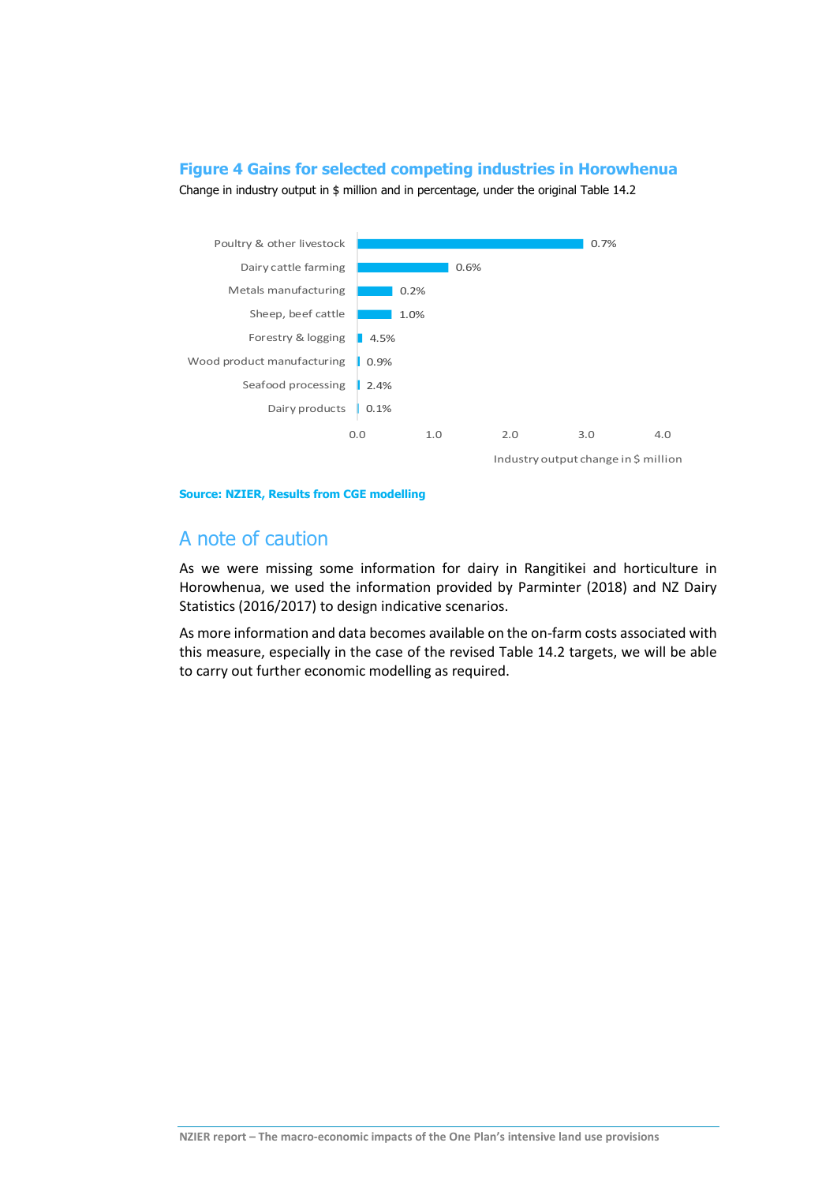## Figure 4 Gains for selected competing industries in Horowhenua

Change in industry output in $ million and in percentage, under the original Table 14.2

| Industry | Percentage change |
| --- | --- |
| Poultry & other livestock | 0.7% |
| Dairy cattle farming | 0.6% |
| Metals manufacturing | 0.2% |
| Sheep, beef cattle | 1.0% |
| Forestry & logging | 4.5% |
| Wood product manufacturing | 0.9% |
| Seafood processing | 2.4% |
| Dairy products | 0.1% |

Industry output change in $ million

**Source: NZIER, Results from CGE modelling**

## A note of caution

As we were missing some information for dairy in Rangitikei and horticulture in Horowhenua, we used the information provided by Parminter (2018) and NZ Dairy Statistics (2016/2017) to design indicative scenarios.

As more information and data becomes available on the on-farm costs associated with this measure, especially in the case of the revised Table 14.2 targets, we will be able to carry out further economic modelling as required.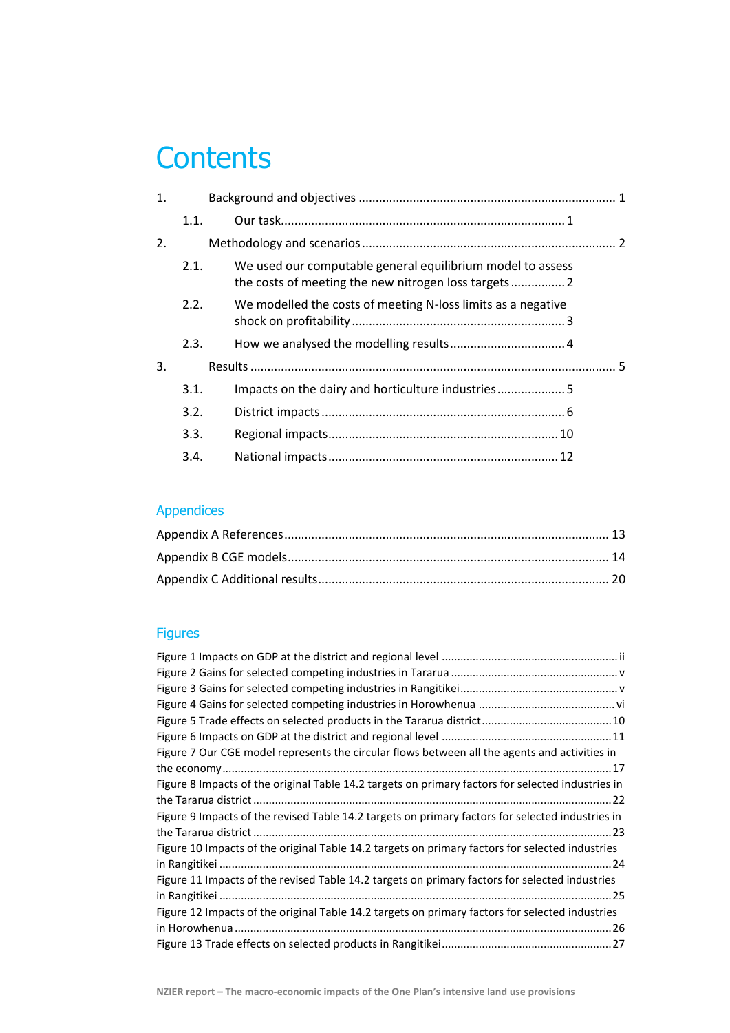# Contents

| | | |
|---|---|---|
| 1. | Background and objectives | 1 |
| 1.1. | Our task | 1 |
| 2. | Methodology and scenarios | 2 |
| 2.1. | We used our computable general equilibrium model to assess the costs of meeting the new nitrogen loss targets | 2 |
| 2.2. | We modelled the costs of meeting N-loss limits as a negative shock on profitability | 3 |
| 2.3. | How we analysed the modelling results | 4 |
| 3. | Results | 5 |
| 3.1. | Impacts on the dairy and horticulture industries | 5 |
| 3.2. | District impacts | 6 |
| 3.3. | Regional impacts | 10 |
| 3.4. | National impacts | 12 |

## Appendices

| | |
|---|---|
| Appendix A References | 13 |
| Appendix B CGE models | 14 |
| Appendix C Additional results | 20 |

## Figures

| | |
|---|---|
| Figure 1 Impacts on GDP at the district and regional level | ii |
| Figure 2 Gains for selected competing industries in Tararua | v |
| Figure 3 Gains for selected competing industries in Rangitikei | v |
| Figure 4 Gains for selected competing industries in Horowhenua | vi |
| Figure 5 Trade effects on selected products in the Tararua district | 10 |
| Figure 6 Impacts on GDP at the district and regional level | 11 |
| Figure 7 Our CGE model represents the circular flows between all the agents and activities in the economy | 17 |
| Figure 8 Impacts of the original Table 14.2 targets on primary factors for selected industries in the Tararua district | 22 |
| Figure 9 Impacts of the revised Table 14.2 targets on primary factors for selected industries in the Tararua district | 23 |
| Figure 10 Impacts of the original Table 14.2 targets on primary factors for selected industries in Rangitikei | 24 |
| Figure 11 Impacts of the revised Table 14.2 targets on primary factors for selected industries in Rangitikei | 25 |
| Figure 12 Impacts of the original Table 14.2 targets on primary factors for selected industries in Horowhenua | 26 |
| Figure 13 Trade effects on selected products in Rangitikei | 27 |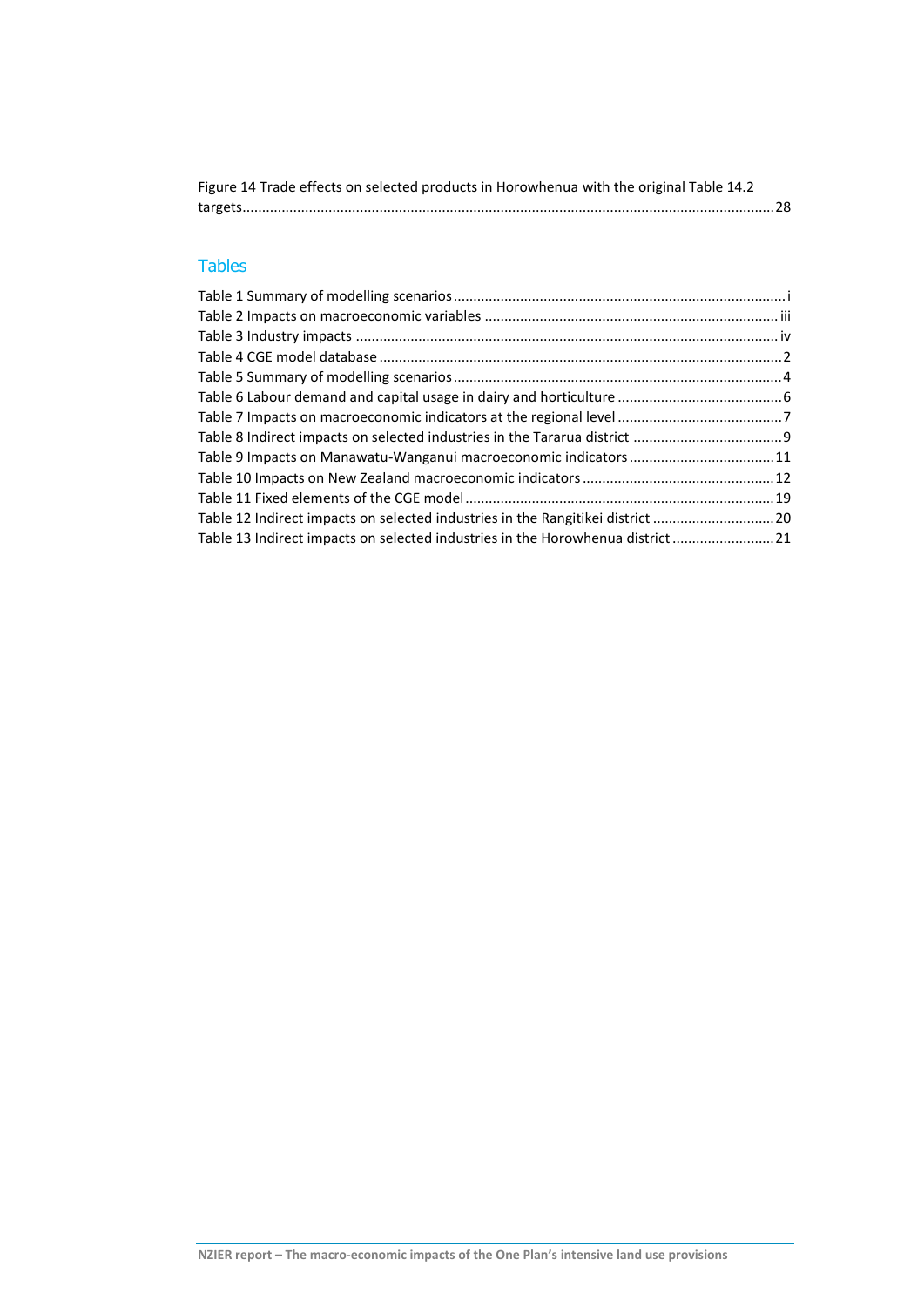Figure 14 Trade effects on selected products in Horowhenua with the original Table 14.2 targets......28

## Tables

Table 1 Summary of modelling scenarios......i
Table 2 Impacts on macroeconomic variables......iii
Table 3 Industry impacts......iv
Table 4 CGE model database......2
Table 5 Summary of modelling scenarios......4
Table 6 Labour demand and capital usage in dairy and horticulture......6
Table 7 Impacts on macroeconomic indicators at the regional level......7
Table 8 Indirect impacts on selected industries in the Tararua district......9
Table 9 Impacts on Manawatu-Wanganui macroeconomic indicators......11
Table 10 Impacts on New Zealand macroeconomic indicators......12
Table 11 Fixed elements of the CGE model......19
Table 12 Indirect impacts on selected industries in the Rangitikei district......20
Table 13 Indirect impacts on selected industries in the Horowhenua district......21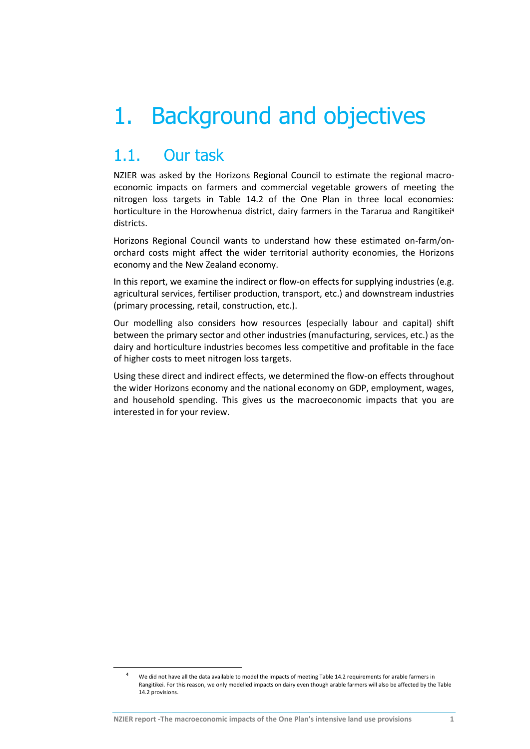# 1. Background and objectives

## 1.1. Our task

NZIER was asked by the Horizons Regional Council to estimate the regional macro-economic impacts on farmers and commercial vegetable growers of meeting the nitrogen loss targets in Table 14.2 of the One Plan in three local economies: horticulture in the Horowhenua district, dairy farmers in the Tararua and Rangitikei[4] districts.

Horizons Regional Council wants to understand how these estimated on-farm/on-orchard costs might affect the wider territorial authority economies, the Horizons economy and the New Zealand economy.

In this report, we examine the indirect or flow-on effects for supplying industries (e.g. agricultural services, fertiliser production, transport, etc.) and downstream industries (primary processing, retail, construction, etc.).

Our modelling also considers how resources (especially labour and capital) shift between the primary sector and other industries (manufacturing, services, etc.) as the dairy and horticulture industries becomes less competitive and profitable in the face of higher costs to meet nitrogen loss targets.

Using these direct and indirect effects, we determined the flow-on effects throughout the wider Horizons economy and the national economy on GDP, employment, wages, and household spending. This gives us the macroeconomic impacts that you are interested in for your review.

[4] We did not have all the data available to model the impacts of meeting Table 14.2 requirements for arable farmers in Rangitikei. For this reason, we only modelled impacts on dairy even though arable farmers will also be affected by the Table 14.2 provisions.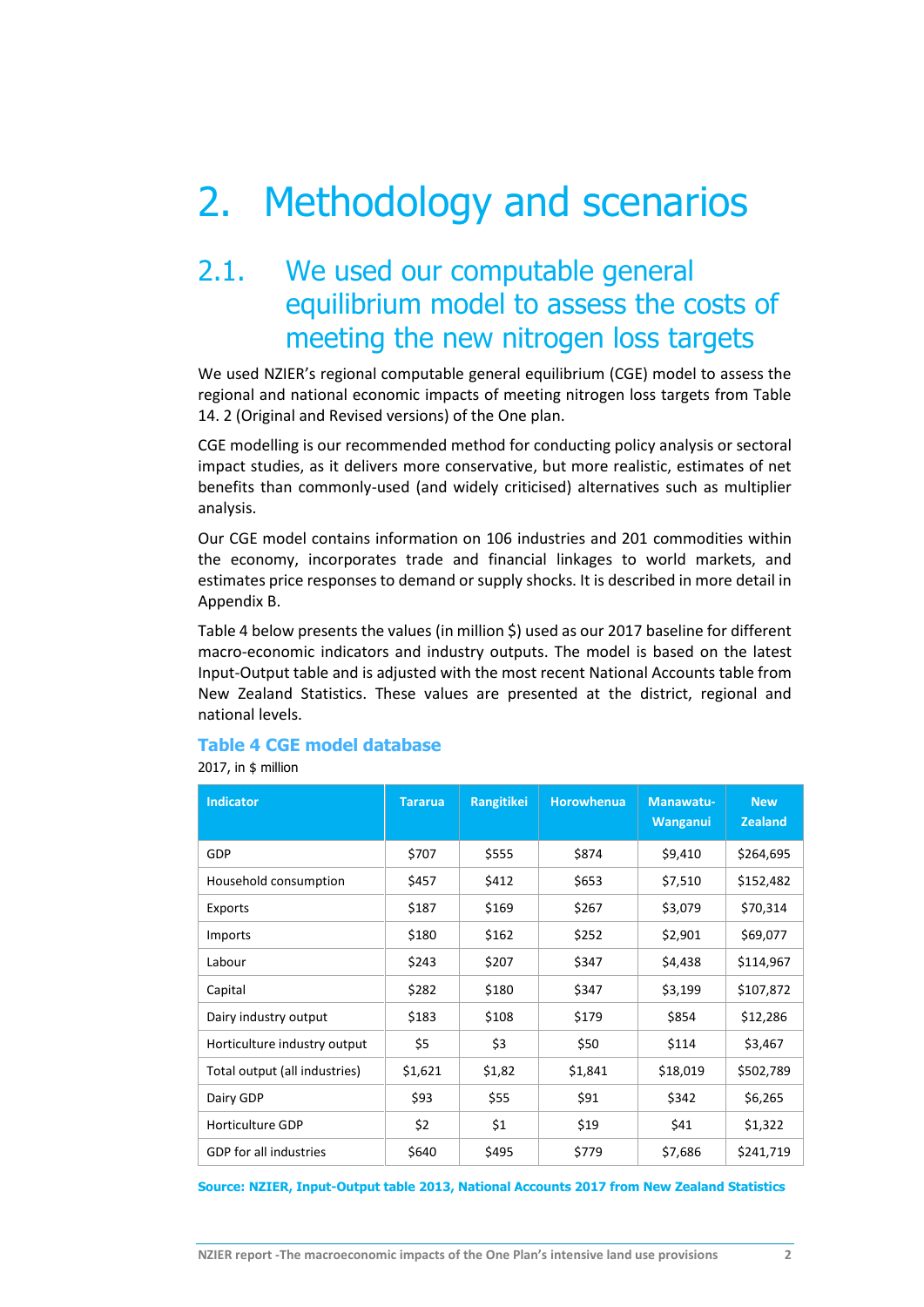# 2. Methodology and scenarios

## 2.1. We used our computable general equilibrium model to assess the costs of meeting the new nitrogen loss targets

We used NZIER's regional computable general equilibrium (CGE) model to assess the regional and national economic impacts of meeting nitrogen loss targets from Table 14. 2 (Original and Revised versions) of the One plan.

CGE modelling is our recommended method for conducting policy analysis or sectoral impact studies, as it delivers more conservative, but more realistic, estimates of net benefits than commonly-used (and widely criticised) alternatives such as multiplier analysis.

Our CGE model contains information on 106 industries and 201 commodities within the economy, incorporates trade and financial linkages to world markets, and estimates price responses to demand or supply shocks. It is described in more detail in Appendix B.

Table 4 below presents the values (in million $) used as our 2017 baseline for different macro-economic indicators and industry outputs. The model is based on the latest Input-Output table and is adjusted with the most recent National Accounts table from New Zealand Statistics. These values are presented at the district, regional and national levels.

### Table 4 CGE model database

2017, in $ million

| Indicator | Tararua | Rangitikei | Horowhenua | Manawatu-Wanganui | New Zealand |
|---|---|---|---|---|---|
| GDP | $707 | $555 | $874 | $9,410 | $264,695 |
| Household consumption | $457 | $412 | $653 | $7,510 | $152,482 |
| Exports | $187 | $169 | $267 | $3,079 | $70,314 |
| Imports | $180 | $162 | $252 | $2,901 | $69,077 |
| Labour | $243 | $207 | $347 | $4,438 | $114,967 |
| Capital | $282 | $180 | $347 | $3,199 | $107,872 |
| Dairy industry output | $183 | $108 | $179 | $854 | $12,286 |
| Horticulture industry output | $5 | $3 | $50 | $114 | $3,467 |
| Total output (all industries) | $1,621 | $1,82 | $1,841 | $18,019 | $502,789 |
| Dairy GDP | $93 | $55 | $91 | $342 | $6,265 |
| Horticulture GDP | $2 | $1 | $19 | $41 | $1,322 |
| GDP for all industries | $640 | $495 | $779 | $7,686 | $241,719 |

**Source: NZIER, Input-Output table 2013, National Accounts 2017 from New Zealand Statistics**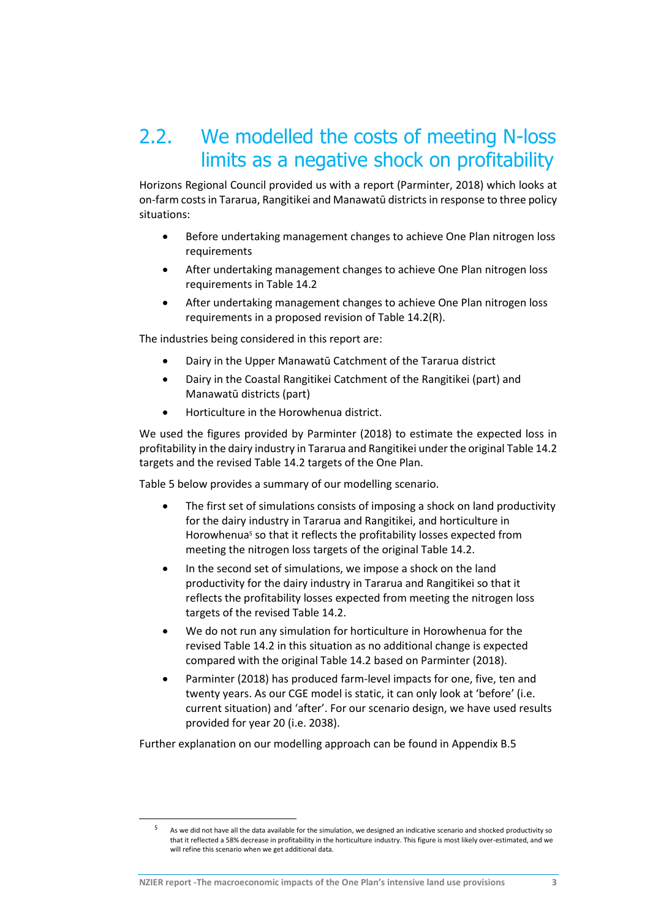## 2.2. We modelled the costs of meeting N-loss limits as a negative shock on profitability

Horizons Regional Council provided us with a report (Parminter, 2018) which looks at on-farm costs in Tararua, Rangitikei and Manawatū districts in response to three policy situations:

- Before undertaking management changes to achieve One Plan nitrogen loss requirements
- After undertaking management changes to achieve One Plan nitrogen loss requirements in Table 14.2
- After undertaking management changes to achieve One Plan nitrogen loss requirements in a proposed revision of Table 14.2(R).

The industries being considered in this report are:

- Dairy in the Upper Manawatū Catchment of the Tararua district
- Dairy in the Coastal Rangitikei Catchment of the Rangitikei (part) and Manawatū districts (part)
- Horticulture in the Horowhenua district.

We used the figures provided by Parminter (2018) to estimate the expected loss in profitability in the dairy industry in Tararua and Rangitikei under the original Table 14.2 targets and the revised Table 14.2 targets of the One Plan.

Table 5 below provides a summary of our modelling scenario.

- The first set of simulations consists of imposing a shock on land productivity for the dairy industry in Tararua and Rangitikei, and horticulture in Horowhenua[5] so that it reflects the profitability losses expected from meeting the nitrogen loss targets of the original Table 14.2.
- In the second set of simulations, we impose a shock on the land productivity for the dairy industry in Tararua and Rangitikei so that it reflects the profitability losses expected from meeting the nitrogen loss targets of the revised Table 14.2.
- We do not run any simulation for horticulture in Horowhenua for the revised Table 14.2 in this situation as no additional change is expected compared with the original Table 14.2 based on Parminter (2018).
- Parminter (2018) has produced farm-level impacts for one, five, ten and twenty years. As our CGE model is static, it can only look at 'before' (i.e. current situation) and 'after'. For our scenario design, we have used results provided for year 20 (i.e. 2038).

Further explanation on our modelling approach can be found in Appendix B.5

[5] As we did not have all the data available for the simulation, we designed an indicative scenario and shocked productivity so that it reflected a 58% decrease in profitability in the horticulture industry. This figure is most likely over-estimated, and we will refine this scenario when we get additional data.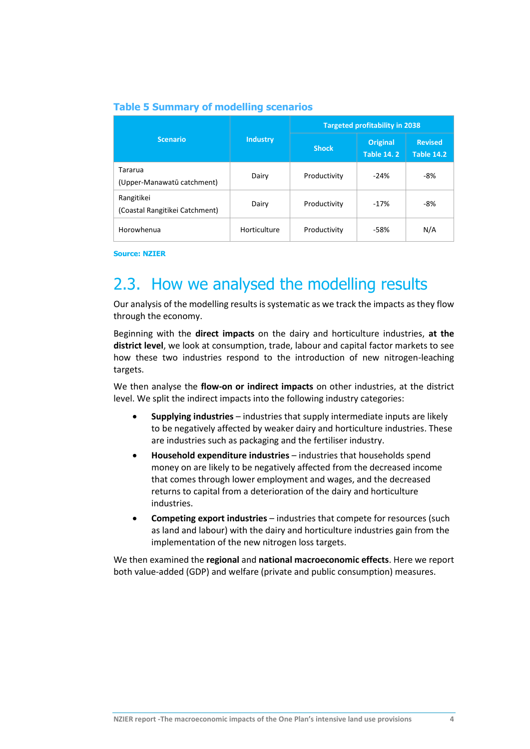**Table 5 Summary of modelling scenarios**

| Scenario | Industry | Targeted profitability in 2038 | | |
|---|---|---|---|---|
| | | Shock | Original Table 14. 2 | Revised Table 14.2 |
| Tararua (Upper-Manawatū catchment) | Dairy | Productivity | -24% | -8% |
| Rangitikei (Coastal Rangitikei Catchment) | Dairy | Productivity | -17% | -8% |
| Horowhenua | Horticulture | Productivity | -58% | N/A |

Source: NZIER

## 2.3. How we analysed the modelling results

Our analysis of the modelling results is systematic as we track the impacts as they flow through the economy.

Beginning with the **direct impacts** on the dairy and horticulture industries, **at the district level**, we look at consumption, trade, labour and capital factor markets to see how these two industries respond to the introduction of new nitrogen-leaching targets.

We then analyse the **flow-on or indirect impacts** on other industries, at the district level. We split the indirect impacts into the following industry categories:

- **Supplying industries** – industries that supply intermediate inputs are likely to be negatively affected by weaker dairy and horticulture industries. These are industries such as packaging and the fertiliser industry.
- **Household expenditure industries** – industries that households spend money on are likely to be negatively affected from the decreased income that comes through lower employment and wages, and the decreased returns to capital from a deterioration of the dairy and horticulture industries.
- **Competing export industries** – industries that compete for resources (such as land and labour) with the dairy and horticulture industries gain from the implementation of the new nitrogen loss targets.

We then examined the **regional** and **national macroeconomic effects**. Here we report both value-added (GDP) and welfare (private and public consumption) measures.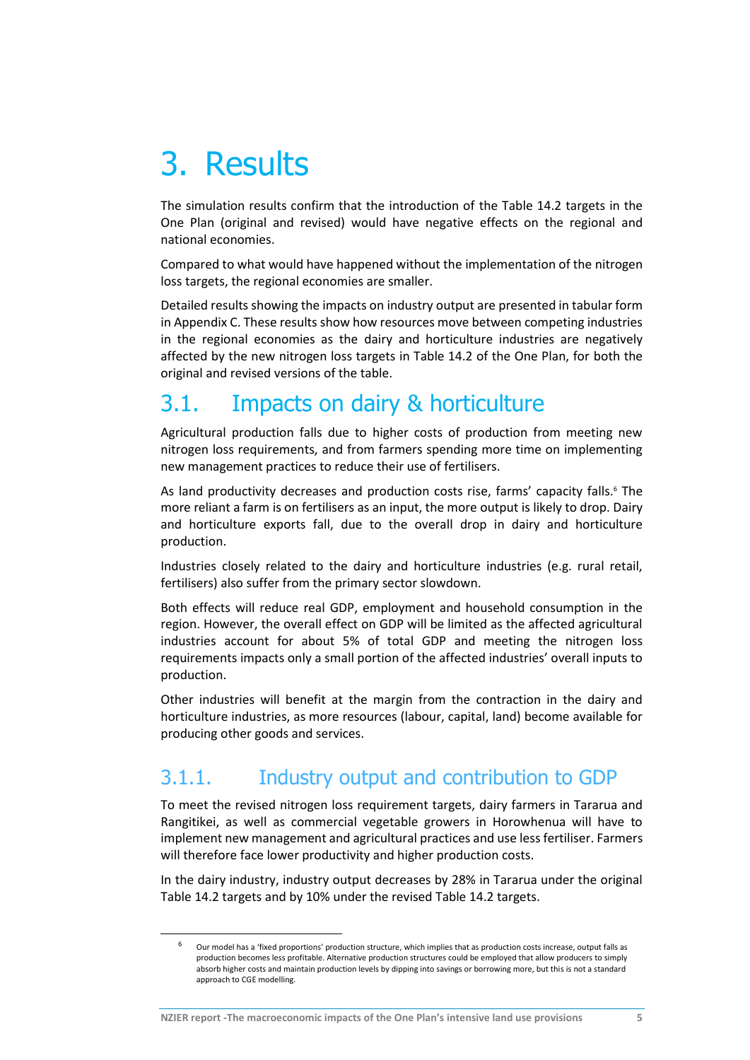# 3. Results

The simulation results confirm that the introduction of the Table 14.2 targets in the One Plan (original and revised) would have negative effects on the regional and national economies.

Compared to what would have happened without the implementation of the nitrogen loss targets, the regional economies are smaller.

Detailed results showing the impacts on industry output are presented in tabular form in Appendix C. These results show how resources move between competing industries in the regional economies as the dairy and horticulture industries are negatively affected by the new nitrogen loss targets in Table 14.2 of the One Plan, for both the original and revised versions of the table.

## 3.1. Impacts on dairy & horticulture

Agricultural production falls due to higher costs of production from meeting new nitrogen loss requirements, and from farmers spending more time on implementing new management practices to reduce their use of fertilisers.

As land productivity decreases and production costs rise, farms' capacity falls.[6] The more reliant a farm is on fertilisers as an input, the more output is likely to drop. Dairy and horticulture exports fall, due to the overall drop in dairy and horticulture production.

Industries closely related to the dairy and horticulture industries (e.g. rural retail, fertilisers) also suffer from the primary sector slowdown.

Both effects will reduce real GDP, employment and household consumption in the region. However, the overall effect on GDP will be limited as the affected agricultural industries account for about 5% of total GDP and meeting the nitrogen loss requirements impacts only a small portion of the affected industries' overall inputs to production.

Other industries will benefit at the margin from the contraction in the dairy and horticulture industries, as more resources (labour, capital, land) become available for producing other goods and services.

### 3.1.1. Industry output and contribution to GDP

To meet the revised nitrogen loss requirement targets, dairy farmers in Tararua and Rangitikei, as well as commercial vegetable growers in Horowhenua will have to implement new management and agricultural practices and use less fertiliser. Farmers will therefore face lower productivity and higher production costs.

In the dairy industry, industry output decreases by 28% in Tararua under the original Table 14.2 targets and by 10% under the revised Table 14.2 targets.

---

[6] Our model has a 'fixed proportions' production structure, which implies that as production costs increase, output falls as production becomes less profitable. Alternative production structures could be employed that allow producers to simply absorb higher costs and maintain production levels by dipping into savings or borrowing more, but this is not a standard approach to CGE modelling.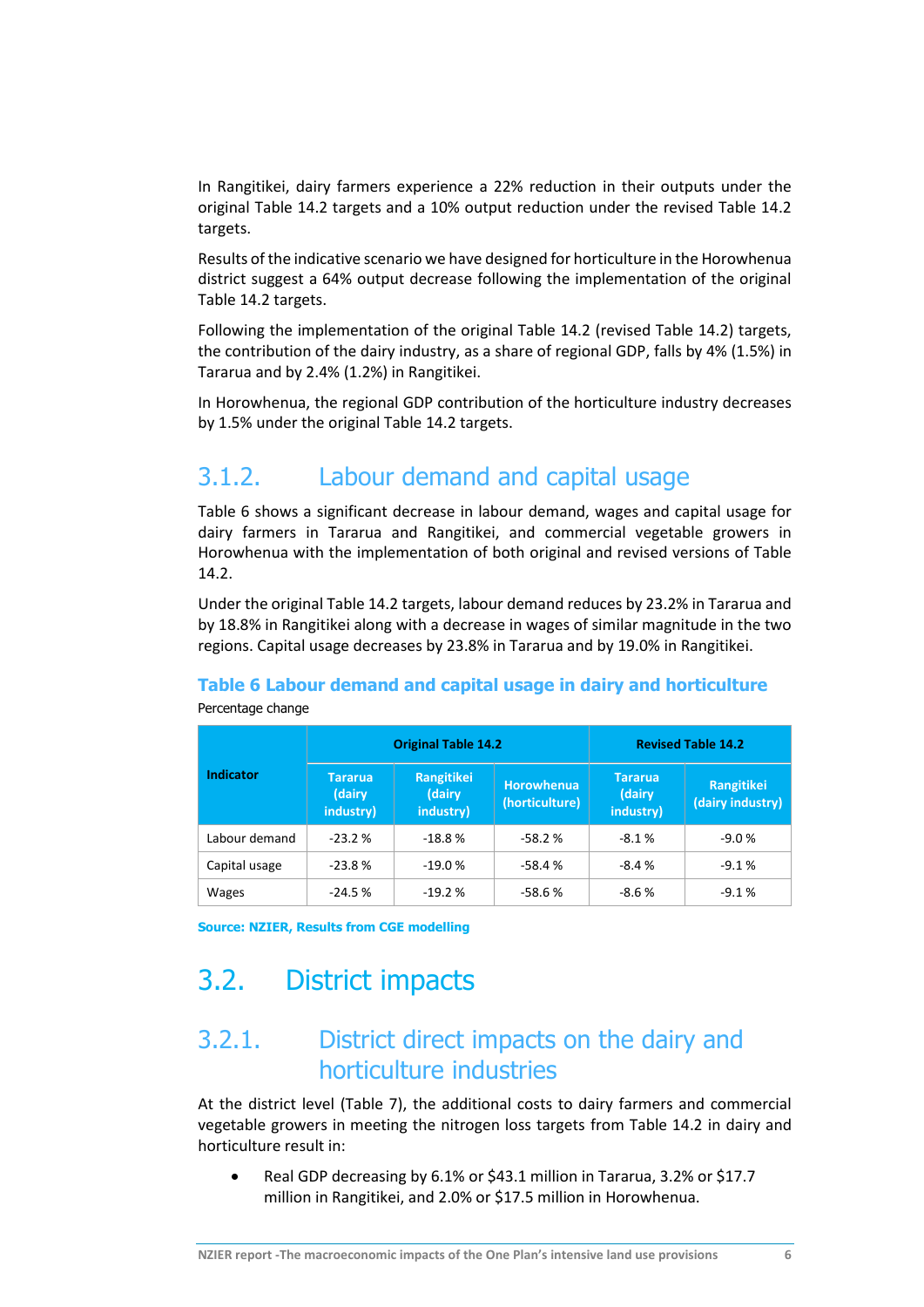In Rangitikei, dairy farmers experience a 22% reduction in their outputs under the original Table 14.2 targets and a 10% output reduction under the revised Table 14.2 targets.

Results of the indicative scenario we have designed for horticulture in the Horowhenua district suggest a 64% output decrease following the implementation of the original Table 14.2 targets.

Following the implementation of the original Table 14.2 (revised Table 14.2) targets, the contribution of the dairy industry, as a share of regional GDP, falls by 4% (1.5%) in Tararua and by 2.4% (1.2%) in Rangitikei.

In Horowhenua, the regional GDP contribution of the horticulture industry decreases by 1.5% under the original Table 14.2 targets.

### 3.1.2. Labour demand and capital usage

Table 6 shows a significant decrease in labour demand, wages and capital usage for dairy farmers in Tararua and Rangitikei, and commercial vegetable growers in Horowhenua with the implementation of both original and revised versions of Table 14.2.

Under the original Table 14.2 targets, labour demand reduces by 23.2% in Tararua and by 18.8% in Rangitikei along with a decrease in wages of similar magnitude in the two regions. Capital usage decreases by 23.8% in Tararua and by 19.0% in Rangitikei.

**Table 6 Labour demand and capital usage in dairy and horticulture**

Percentage change

| Indicator | Original Table 14.2 | | | Revised Table 14.2 | |
|---|---|---|---|---|---|
| | Tararua (dairy industry) | Rangitikei (dairy industry) | Horowhenua (horticulture) | Tararua (dairy industry) | Rangitikei (dairy industry) |
| Labour demand | -23.2 % | -18.8 % | -58.2 % | -8.1 % | -9.0 % |
| Capital usage | -23.8 % | -19.0 % | -58.4 % | -8.4 % | -9.1 % |
| Wages | -24.5 % | -19.2 % | -58.6 % | -8.6 % | -9.1 % |

Source: NZIER, Results from CGE modelling

## 3.2. District impacts

### 3.2.1. District direct impacts on the dairy and horticulture industries

At the district level (Table 7), the additional costs to dairy farmers and commercial vegetable growers in meeting the nitrogen loss targets from Table 14.2 in dairy and horticulture result in:

- Real GDP decreasing by 6.1% or $43.1 million in Tararua, 3.2% or $17.7 million in Rangitikei, and 2.0% or $17.5 million in Horowhenua.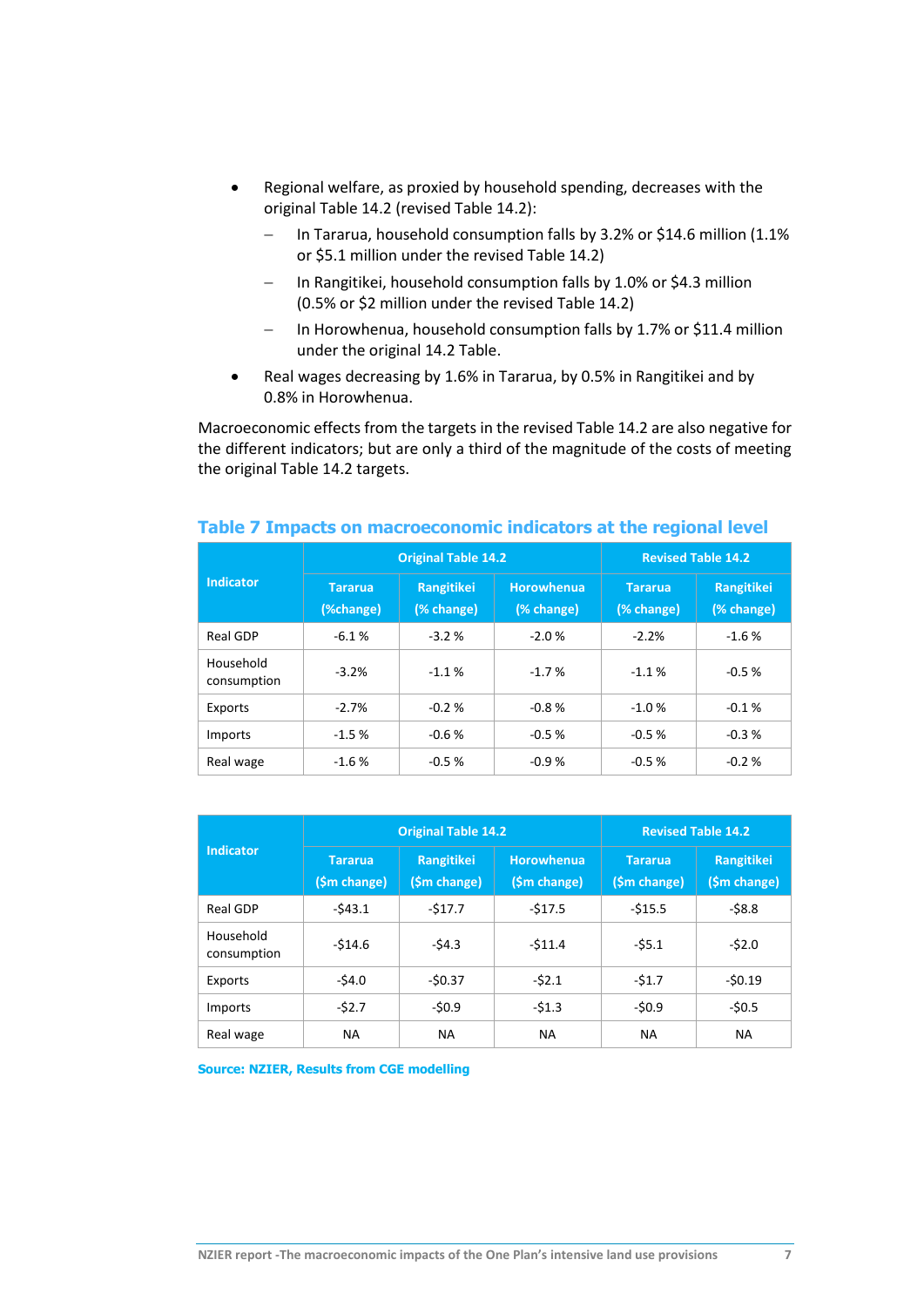- Regional welfare, as proxied by household spending, decreases with the original Table 14.2 (revised Table 14.2):
  - In Tararua, household consumption falls by 3.2% or $14.6 million (1.1% or $5.1 million under the revised Table 14.2)
  - In Rangitikei, household consumption falls by 1.0% or $4.3 million (0.5% or $2 million under the revised Table 14.2)
  - In Horowhenua, household consumption falls by 1.7% or $11.4 million under the original 14.2 Table.
- Real wages decreasing by 1.6% in Tararua, by 0.5% in Rangitikei and by 0.8% in Horowhenua.

Macroeconomic effects from the targets in the revised Table 14.2 are also negative for the different indicators; but are only a third of the magnitude of the costs of meeting the original Table 14.2 targets.

## Table 7 Impacts on macroeconomic indicators at the regional level

| Indicator | Original Table 14.2 | | | Revised Table 14.2 | |
|---|---|---|---|---|---|
| | Tararua (%change) | Rangitikei (% change) | Horowhenua (% change) | Tararua (% change) | Rangitikei (% change) |
| Real GDP | -6.1 % | -3.2 % | -2.0 % | -2.2% | -1.6 % |
| Household consumption | -3.2% | -1.1 % | -1.7 % | -1.1 % | -0.5 % |
| Exports | -2.7% | -0.2 % | -0.8 % | -1.0 % | -0.1 % |
| Imports | -1.5 % | -0.6 % | -0.5 % | -0.5 % | -0.3 % |
| Real wage | -1.6 % | -0.5 % | -0.9 % | -0.5 % | -0.2 % |

| Indicator | Original Table 14.2 | | | Revised Table 14.2 | |
|---|---|---|---|---|---|
| | Tararua ($m change) | Rangitikei ($m change) | Horowhenua ($m change) | Tararua ($m change) | Rangitikei ($m change) |
| Real GDP | -$43.1 | -$17.7 | -$17.5 | -$15.5 | -$8.8 |
| Household consumption | -$14.6 | -$4.3 | -$11.4 | -$5.1 | -$2.0 |
| Exports | -$4.0 | -$0.37 | -$2.1 | -$1.7 | -$0.19 |
| Imports | -$2.7 | -$0.9 | -$1.3 | -$0.9 | -$0.5 |
| Real wage | NA | NA | NA | NA | NA |

Source: NZIER, Results from CGE modelling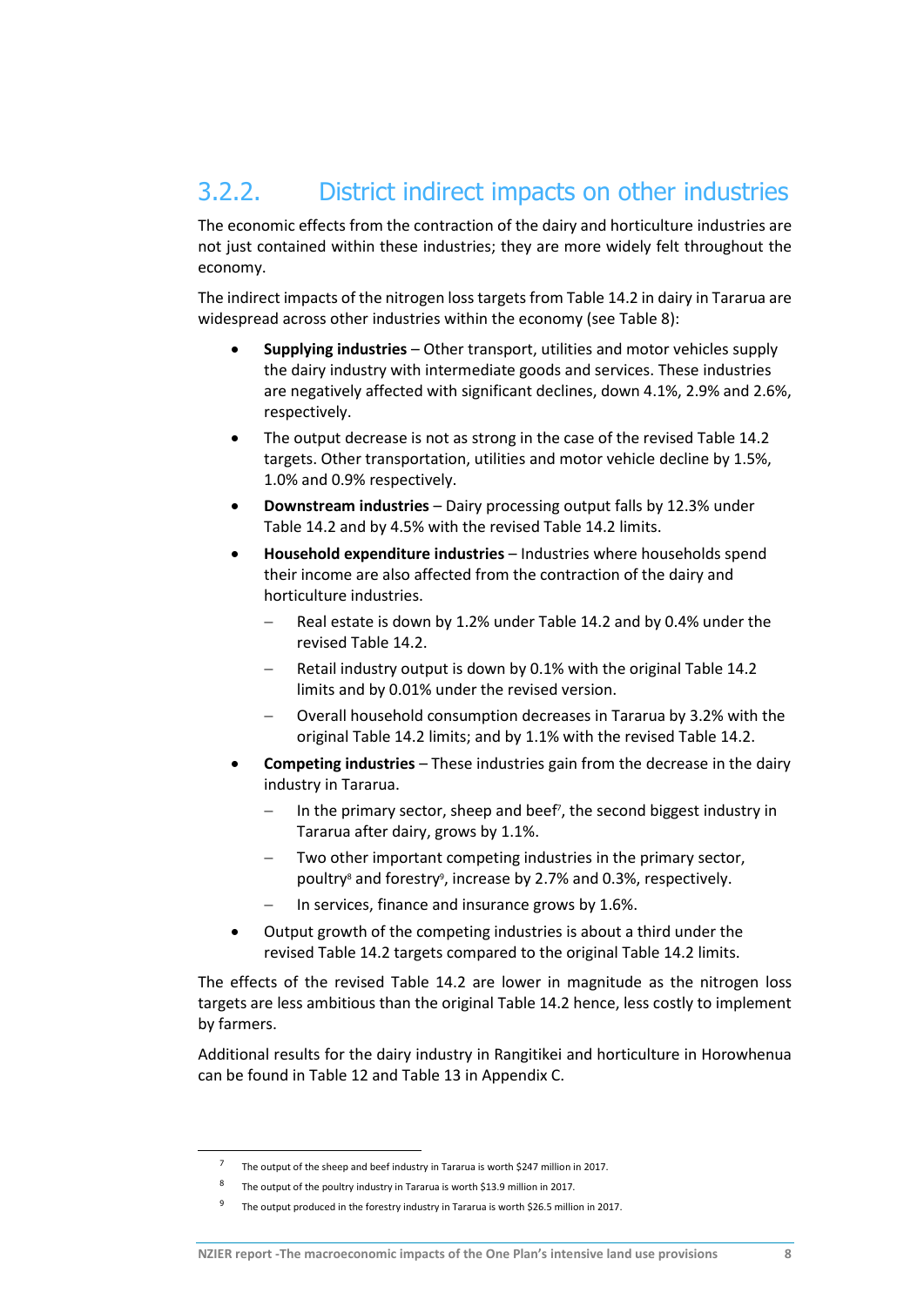### 3.2.2. District indirect impacts on other industries

The economic effects from the contraction of the dairy and horticulture industries are not just contained within these industries; they are more widely felt throughout the economy.

The indirect impacts of the nitrogen loss targets from Table 14.2 in dairy in Tararua are widespread across other industries within the economy (see Table 8):

- **Supplying industries** – Other transport, utilities and motor vehicles supply the dairy industry with intermediate goods and services. These industries are negatively affected with significant declines, down 4.1%, 2.9% and 2.6%, respectively.
- The output decrease is not as strong in the case of the revised Table 14.2 targets. Other transportation, utilities and motor vehicle decline by 1.5%, 1.0% and 0.9% respectively.
- **Downstream industries** – Dairy processing output falls by 12.3% under Table 14.2 and by 4.5% with the revised Table 14.2 limits.
- **Household expenditure industries** – Industries where households spend their income are also affected from the contraction of the dairy and horticulture industries.
  - Real estate is down by 1.2% under Table 14.2 and by 0.4% under the revised Table 14.2.
  - Retail industry output is down by 0.1% with the original Table 14.2 limits and by 0.01% under the revised version.
  - Overall household consumption decreases in Tararua by 3.2% with the original Table 14.2 limits; and by 1.1% with the revised Table 14.2.
- **Competing industries** – These industries gain from the decrease in the dairy industry in Tararua.
  - In the primary sector, sheep and beef[7], the second biggest industry in Tararua after dairy, grows by 1.1%.
  - Two other important competing industries in the primary sector, poultry[8] and forestry[9], increase by 2.7% and 0.3%, respectively.
  - In services, finance and insurance grows by 1.6%.
- Output growth of the competing industries is about a third under the revised Table 14.2 targets compared to the original Table 14.2 limits.

The effects of the revised Table 14.2 are lower in magnitude as the nitrogen loss targets are less ambitious than the original Table 14.2 hence, less costly to implement by farmers.

Additional results for the dairy industry in Rangitikei and horticulture in Horowhenua can be found in Table 12 and Table 13 in Appendix C.

---

[7] The output of the sheep and beef industry in Tararua is worth $247 million in 2017.

[8] The output of the poultry industry in Tararua is worth $13.9 million in 2017.

[9] The output produced in the forestry industry in Tararua is worth $26.5 million in 2017.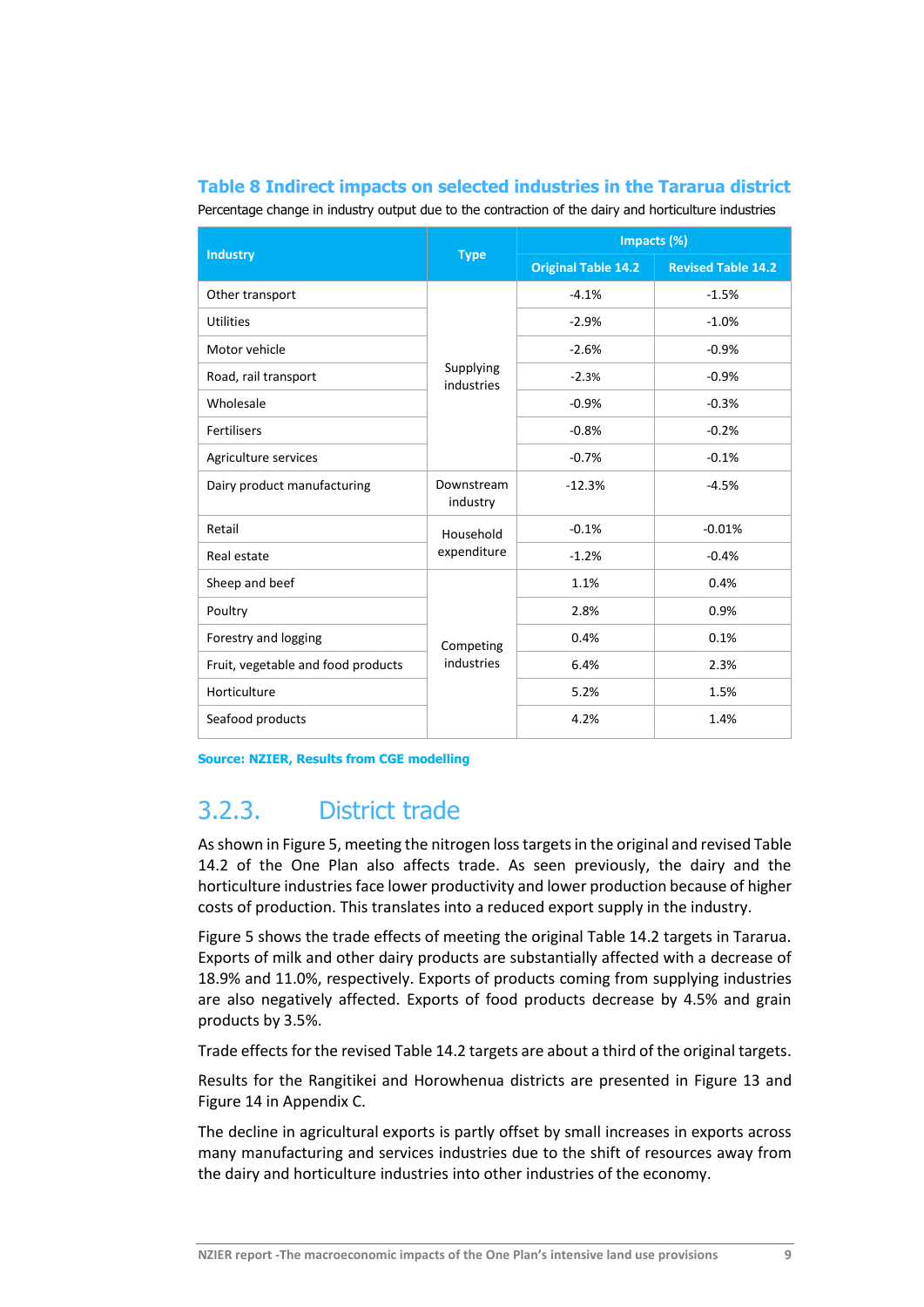**Table 8 Indirect impacts on selected industries in the Tararua district**

Percentage change in industry output due to the contraction of the dairy and horticulture industries

| Industry | Type | Impacts (%) | |
|---|---|---|---|
| | | Original Table 14.2 | Revised Table 14.2 |
| Other transport | Supplying industries | -4.1% | -1.5% |
| Utilities | | -2.9% | -1.0% |
| Motor vehicle | | -2.6% | -0.9% |
| Road, rail transport | | -2.3% | -0.9% |
| Wholesale | | -0.9% | -0.3% |
| Fertilisers | | -0.8% | -0.2% |
| Agriculture services | | -0.7% | -0.1% |
| Dairy product manufacturing | Downstream industry | -12.3% | -4.5% |
| Retail | Household expenditure | -0.1% | -0.01% |
| Real estate | | -1.2% | -0.4% |
| Sheep and beef | Competing industries | 1.1% | 0.4% |
| Poultry | | 2.8% | 0.9% |
| Forestry and logging | | 0.4% | 0.1% |
| Fruit, vegetable and food products | | 6.4% | 2.3% |
| Horticulture | | 5.2% | 1.5% |
| Seafood products | | 4.2% | 1.4% |

Source: NZIER, Results from CGE modelling

## 3.2.3. District trade

As shown in Figure 5, meeting the nitrogen loss targets in the original and revised Table 14.2 of the One Plan also affects trade. As seen previously, the dairy and the horticulture industries face lower productivity and lower production because of higher costs of production. This translates into a reduced export supply in the industry.

Figure 5 shows the trade effects of meeting the original Table 14.2 targets in Tararua. Exports of milk and other dairy products are substantially affected with a decrease of 18.9% and 11.0%, respectively. Exports of products coming from supplying industries are also negatively affected. Exports of food products decrease by 4.5% and grain products by 3.5%.

Trade effects for the revised Table 14.2 targets are about a third of the original targets.

Results for the Rangitikei and Horowhenua districts are presented in Figure 13 and Figure 14 in Appendix C.

The decline in agricultural exports is partly offset by small increases in exports across many manufacturing and services industries due to the shift of resources away from the dairy and horticulture industries into other industries of the economy.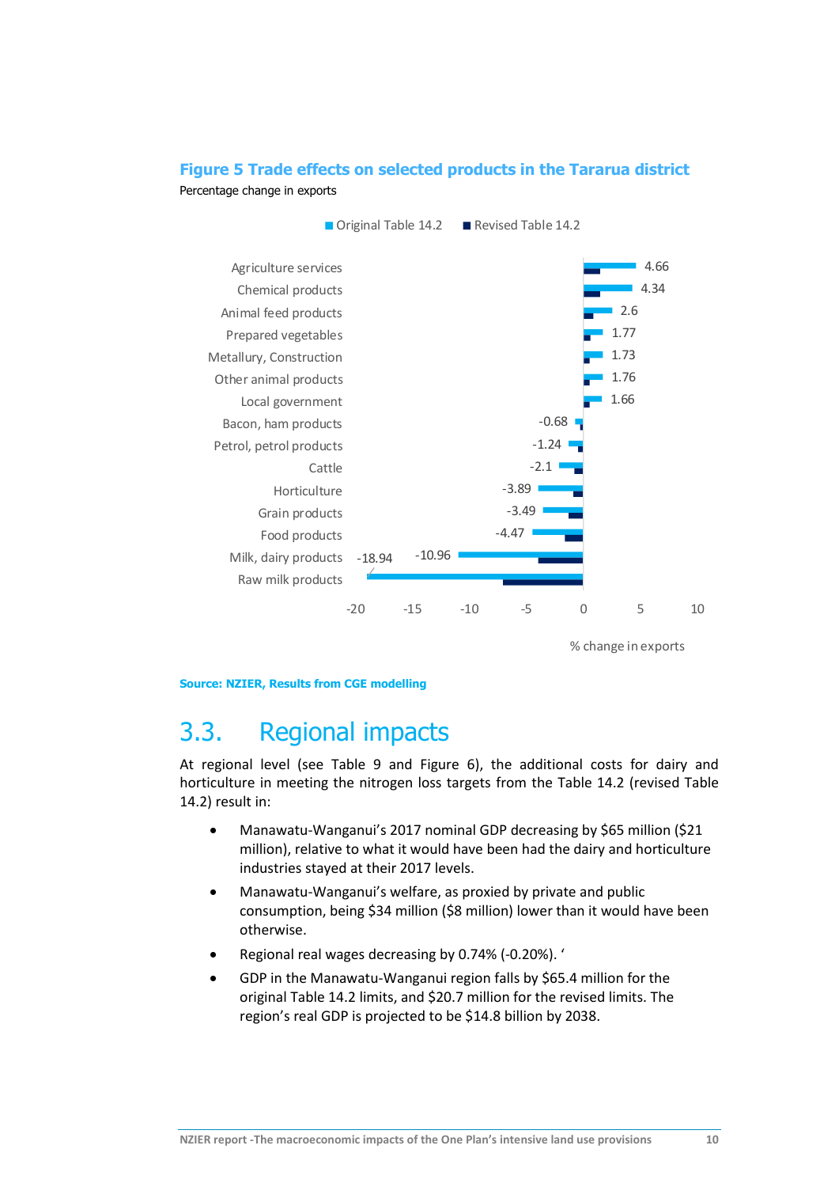**Figure 5 Trade effects on selected products in the Tararua district**

Percentage change in exports

| Product | Original Table 14.2 (% change in exports) |
|---|---|
| Agriculture services | 4.66 |
| Chemical products | 4.34 |
| Animal feed products | 2.6 |
| Prepared vegetables | 1.77 |
| Metallury, Construction | 1.73 |
| Other animal products | 1.76 |
| Local government | 1.66 |
| Bacon, ham products | -0.68 |
| Petrol, petrol products | -1.24 |
| Cattle | -2.1 |
| Horticulture | -3.89 |
| Grain products | -3.49 |
| Food products | -4.47 |
| Milk, dairy products | -10.96 |
| Raw milk products | -18.94 |

Source: NZIER, Results from CGE modelling

## 3.3. Regional impacts

At regional level (see Table 9 and Figure 6), the additional costs for dairy and horticulture in meeting the nitrogen loss targets from the Table 14.2 (revised Table 14.2) result in:

- Manawatu-Wanganui's 2017 nominal GDP decreasing by $65 million ($21 million), relative to what it would have been had the dairy and horticulture industries stayed at their 2017 levels.
- Manawatu-Wanganui's welfare, as proxied by private and public consumption, being $34 million ($8 million) lower than it would have been otherwise.
- Regional real wages decreasing by 0.74% (-0.20%). '
- GDP in the Manawatu-Wanganui region falls by $65.4 million for the original Table 14.2 limits, and $20.7 million for the revised limits. The region's real GDP is projected to be $14.8 billion by 2038.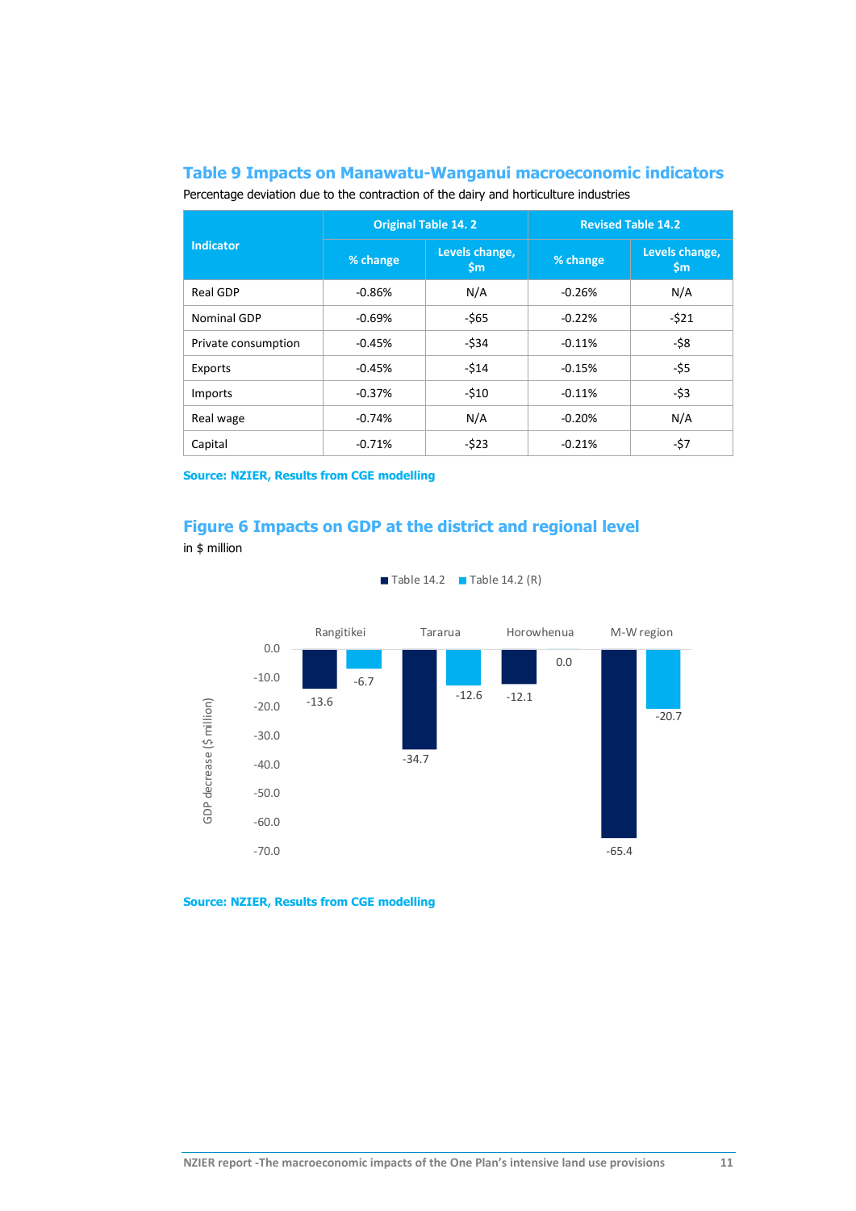## Table 9 Impacts on Manawatu-Wanganui macroeconomic indicators

Percentage deviation due to the contraction of the dairy and horticulture industries

| Indicator | Original Table 14. 2 | | Revised Table 14.2 | |
|---|---|---|---|---|
| | % change | Levels change, $m | % change | Levels change, $m |
| Real GDP | -0.86% | N/A | -0.26% | N/A |
| Nominal GDP | -0.69% | -$65 | -0.22% | -$21 |
| Private consumption | -0.45% | -$34 | -0.11% | -$8 |
| Exports | -0.45% | -$14 | -0.15% | -$5 |
| Imports | -0.37% | -$10 | -0.11% | -$3 |
| Real wage | -0.74% | N/A | -0.20% | N/A |
| Capital | -0.71% | -$23 | -0.21% | -$7 |

**Source: NZIER, Results from CGE modelling**

## Figure 6 Impacts on GDP at the district and regional level

in $ million

| GDP decrease ($ million) | Table 14.2 | Table 14.2 (R) |
|---|---|---|
| Rangitikei | -13.6 | -6.7 |
| Tararua | -34.7 | -12.6 |
| Horowhenua | -12.1 | 0.0 |
| M-W region | -65.4 | -20.7 |

**Source: NZIER, Results from CGE modelling**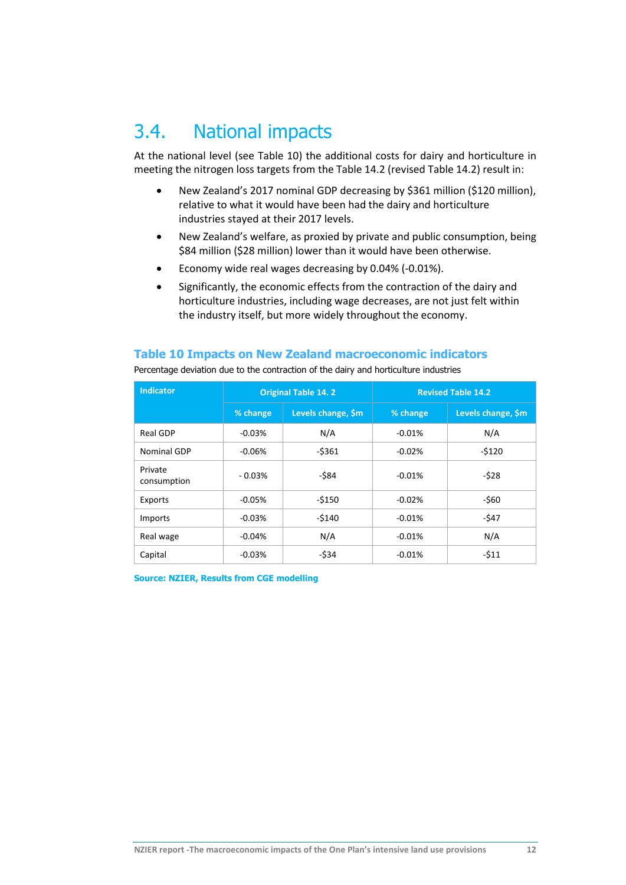## 3.4. National impacts

At the national level (see Table 10) the additional costs for dairy and horticulture in meeting the nitrogen loss targets from the Table 14.2 (revised Table 14.2) result in:

- New Zealand's 2017 nominal GDP decreasing by $361 million ($120 million), relative to what it would have been had the dairy and horticulture industries stayed at their 2017 levels.
- New Zealand's welfare, as proxied by private and public consumption, being $84 million ($28 million) lower than it would have been otherwise.
- Economy wide real wages decreasing by 0.04% (-0.01%).
- Significantly, the economic effects from the contraction of the dairy and horticulture industries, including wage decreases, are not just felt within the industry itself, but more widely throughout the economy.

**Table 10 Impacts on New Zealand macroeconomic indicators**

Percentage deviation due to the contraction of the dairy and horticulture industries

| Indicator | Original Table 14. 2 | | Revised Table 14.2 | |
|---|---|---|---|---|
| | % change | Levels change, $m | % change | Levels change, $m |
| Real GDP | -0.03% | N/A | -0.01% | N/A |
| Nominal GDP | -0.06% | -$361 | -0.02% | -$120 |
| Private consumption | - 0.03% | -$84 | -0.01% | -$28 |
| Exports | -0.05% | -$150 | -0.02% | -$60 |
| Imports | -0.03% | -$140 | -0.01% | -$47 |
| Real wage | -0.04% | N/A | -0.01% | N/A |
| Capital | -0.03% | -$34 | -0.01% | -$11 |

**Source: NZIER, Results from CGE modelling**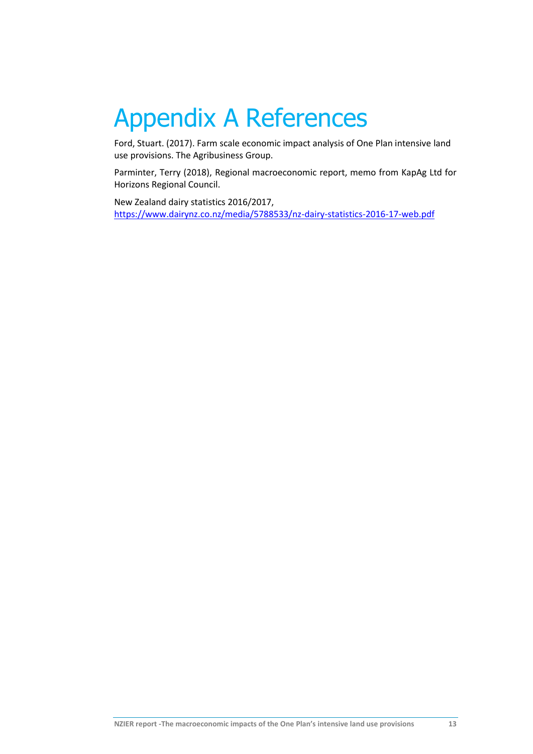# Appendix A References

Ford, Stuart. (2017). Farm scale economic impact analysis of One Plan intensive land use provisions. The Agribusiness Group.

Parminter, Terry (2018), Regional macroeconomic report, memo from KapAg Ltd for Horizons Regional Council.

New Zealand dairy statistics 2016/2017, https://www.dairynz.co.nz/media/5788533/nz-dairy-statistics-2016-17-web.pdf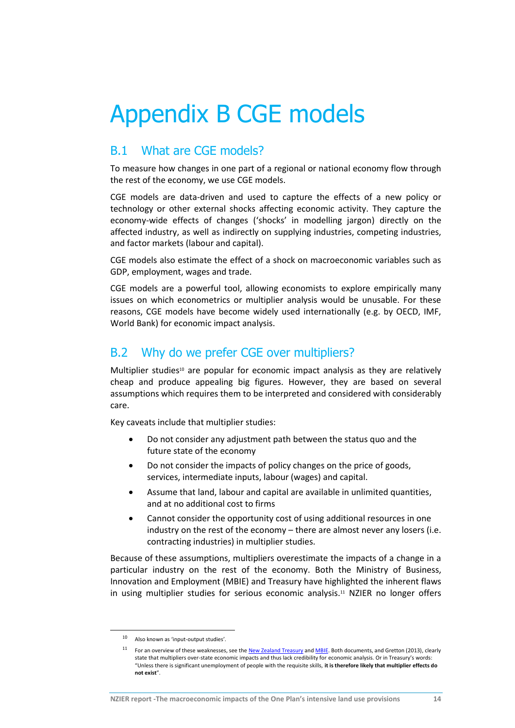# Appendix B CGE models

## B.1 What are CGE models?

To measure how changes in one part of a regional or national economy flow through the rest of the economy, we use CGE models.

CGE models are data-driven and used to capture the effects of a new policy or technology or other external shocks affecting economic activity. They capture the economy-wide effects of changes ('shocks' in modelling jargon) directly on the affected industry, as well as indirectly on supplying industries, competing industries, and factor markets (labour and capital).

CGE models also estimate the effect of a shock on macroeconomic variables such as GDP, employment, wages and trade.

CGE models are a powerful tool, allowing economists to explore empirically many issues on which econometrics or multiplier analysis would be unusable. For these reasons, CGE models have become widely used internationally (e.g. by OECD, IMF, World Bank) for economic impact analysis.

## B.2 Why do we prefer CGE over multipliers?

Multiplier studies[10] are popular for economic impact analysis as they are relatively cheap and produce appealing big figures. However, they are based on several assumptions which requires them to be interpreted and considered with considerably care.

Key caveats include that multiplier studies:

- Do not consider any adjustment path between the status quo and the future state of the economy
- Do not consider the impacts of policy changes on the price of goods, services, intermediate inputs, labour (wages) and capital.
- Assume that land, labour and capital are available in unlimited quantities, and at no additional cost to firms
- Cannot consider the opportunity cost of using additional resources in one industry on the rest of the economy – there are almost never any losers (i.e. contracting industries) in multiplier studies.

Because of these assumptions, multipliers overestimate the impacts of a change in a particular industry on the rest of the economy. Both the Ministry of Business, Innovation and Employment (MBIE) and Treasury have highlighted the inherent flaws in using multiplier studies for serious economic analysis.[11] NZIER no longer offers

---

[10] Also known as 'input-output studies'.

[11] For an overview of these weaknesses, see the New Zealand Treasury and MBIE. Both documents, and Gretton (2013), clearly state that multipliers over-state economic impacts and thus lack credibility for economic analysis. Or in Treasury's words: "Unless there is significant unemployment of people with the requisite skills, **it is therefore likely that multiplier effects do not exist**".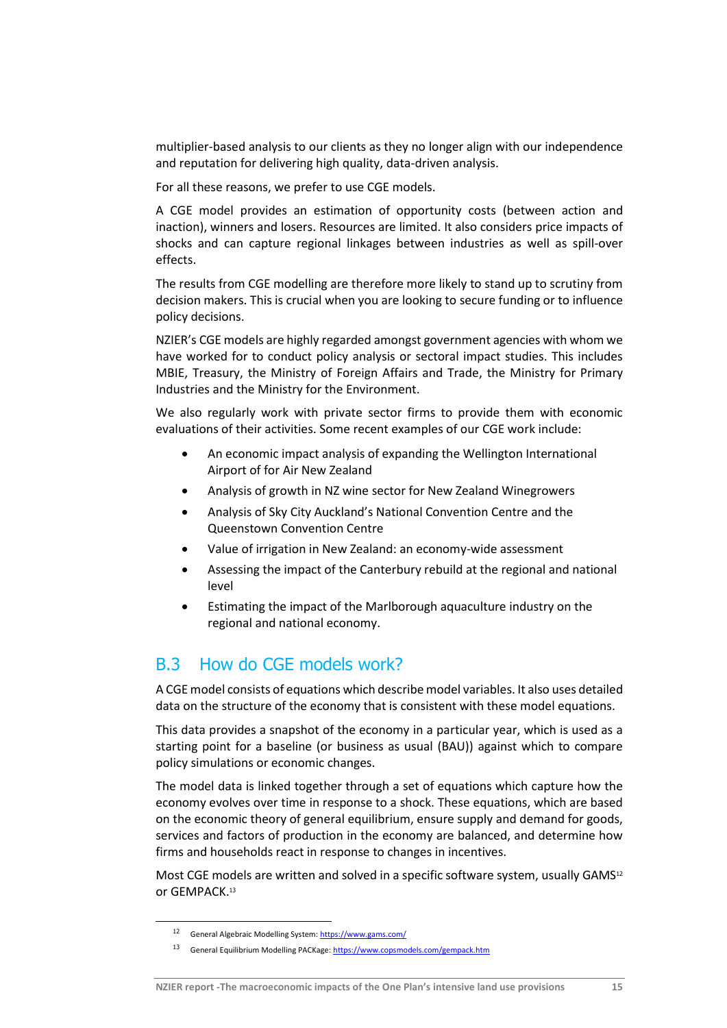multiplier-based analysis to our clients as they no longer align with our independence and reputation for delivering high quality, data-driven analysis.

For all these reasons, we prefer to use CGE models.

A CGE model provides an estimation of opportunity costs (between action and inaction), winners and losers. Resources are limited. It also considers price impacts of shocks and can capture regional linkages between industries as well as spill-over effects.

The results from CGE modelling are therefore more likely to stand up to scrutiny from decision makers. This is crucial when you are looking to secure funding or to influence policy decisions.

NZIER's CGE models are highly regarded amongst government agencies with whom we have worked for to conduct policy analysis or sectoral impact studies. This includes MBIE, Treasury, the Ministry of Foreign Affairs and Trade, the Ministry for Primary Industries and the Ministry for the Environment.

We also regularly work with private sector firms to provide them with economic evaluations of their activities. Some recent examples of our CGE work include:

- An economic impact analysis of expanding the Wellington International Airport of for Air New Zealand
- Analysis of growth in NZ wine sector for New Zealand Winegrowers
- Analysis of Sky City Auckland's National Convention Centre and the Queenstown Convention Centre
- Value of irrigation in New Zealand: an economy-wide assessment
- Assessing the impact of the Canterbury rebuild at the regional and national level
- Estimating the impact of the Marlborough aquaculture industry on the regional and national economy.

## B.3 How do CGE models work?

A CGE model consists of equations which describe model variables. It also uses detailed data on the structure of the economy that is consistent with these model equations.

This data provides a snapshot of the economy in a particular year, which is used as a starting point for a baseline (or business as usual (BAU)) against which to compare policy simulations or economic changes.

The model data is linked together through a set of equations which capture how the economy evolves over time in response to a shock. These equations, which are based on the economic theory of general equilibrium, ensure supply and demand for goods, services and factors of production in the economy are balanced, and determine how firms and households react in response to changes in incentives.

Most CGE models are written and solved in a specific software system, usually GAMS[12] or GEMPACK.[13]

[12] General Algebraic Modelling System: https://www.gams.com/

[13] General Equilibrium Modelling PACKage: https://www.copsmodels.com/gempack.htm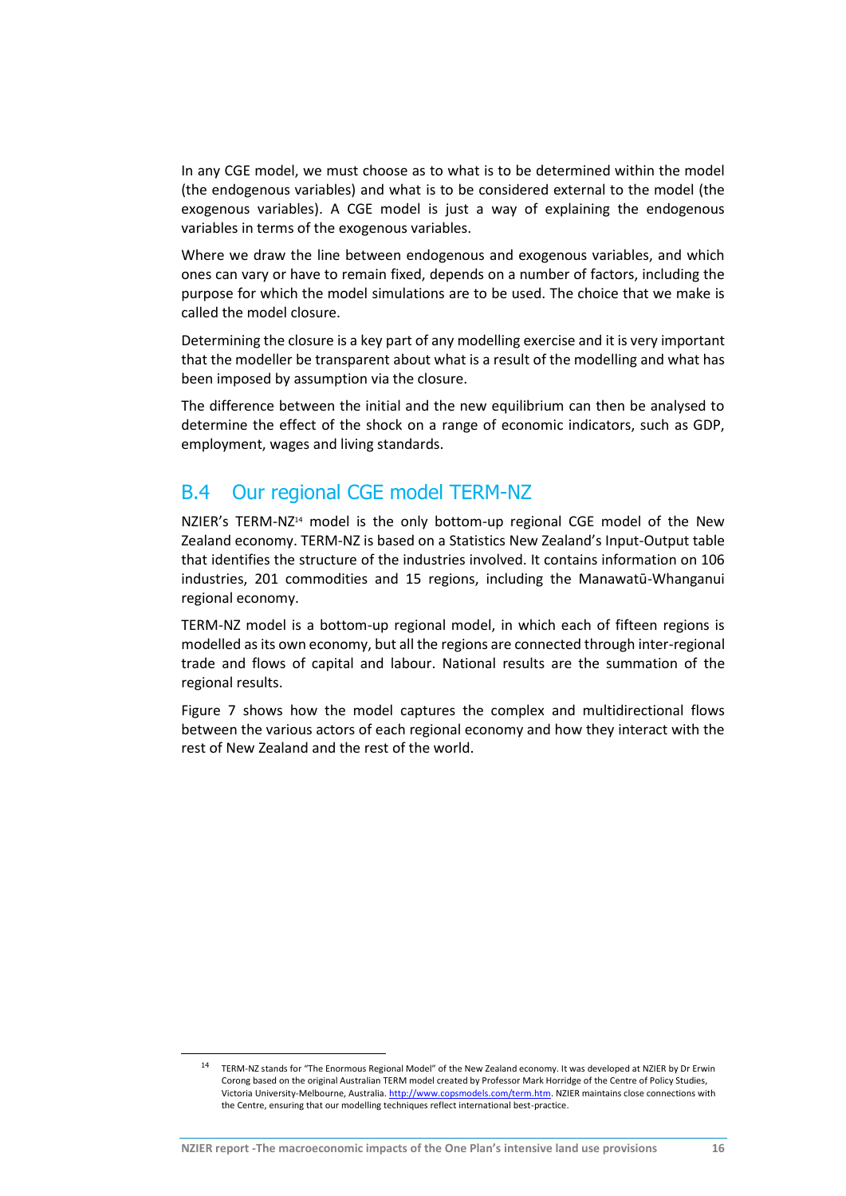In any CGE model, we must choose as to what is to be determined within the model (the endogenous variables) and what is to be considered external to the model (the exogenous variables). A CGE model is just a way of explaining the endogenous variables in terms of the exogenous variables.

Where we draw the line between endogenous and exogenous variables, and which ones can vary or have to remain fixed, depends on a number of factors, including the purpose for which the model simulations are to be used. The choice that we make is called the model closure.

Determining the closure is a key part of any modelling exercise and it is very important that the modeller be transparent about what is a result of the modelling and what has been imposed by assumption via the closure.

The difference between the initial and the new equilibrium can then be analysed to determine the effect of the shock on a range of economic indicators, such as GDP, employment, wages and living standards.

## B.4 Our regional CGE model TERM-NZ

NZIER's TERM-NZ[14] model is the only bottom-up regional CGE model of the New Zealand economy. TERM-NZ is based on a Statistics New Zealand's Input-Output table that identifies the structure of the industries involved. It contains information on 106 industries, 201 commodities and 15 regions, including the Manawatū-Whanganui regional economy.

TERM-NZ model is a bottom-up regional model, in which each of fifteen regions is modelled as its own economy, but all the regions are connected through inter-regional trade and flows of capital and labour. National results are the summation of the regional results.

Figure 7 shows how the model captures the complex and multidirectional flows between the various actors of each regional economy and how they interact with the rest of New Zealand and the rest of the world.

[14] TERM-NZ stands for "The Enormous Regional Model" of the New Zealand economy. It was developed at NZIER by Dr Erwin Corong based on the original Australian TERM model created by Professor Mark Horridge of the Centre of Policy Studies, Victoria University-Melbourne, Australia. http://www.copsmodels.com/term.htm. NZIER maintains close connections with the Centre, ensuring that our modelling techniques reflect international best-practice.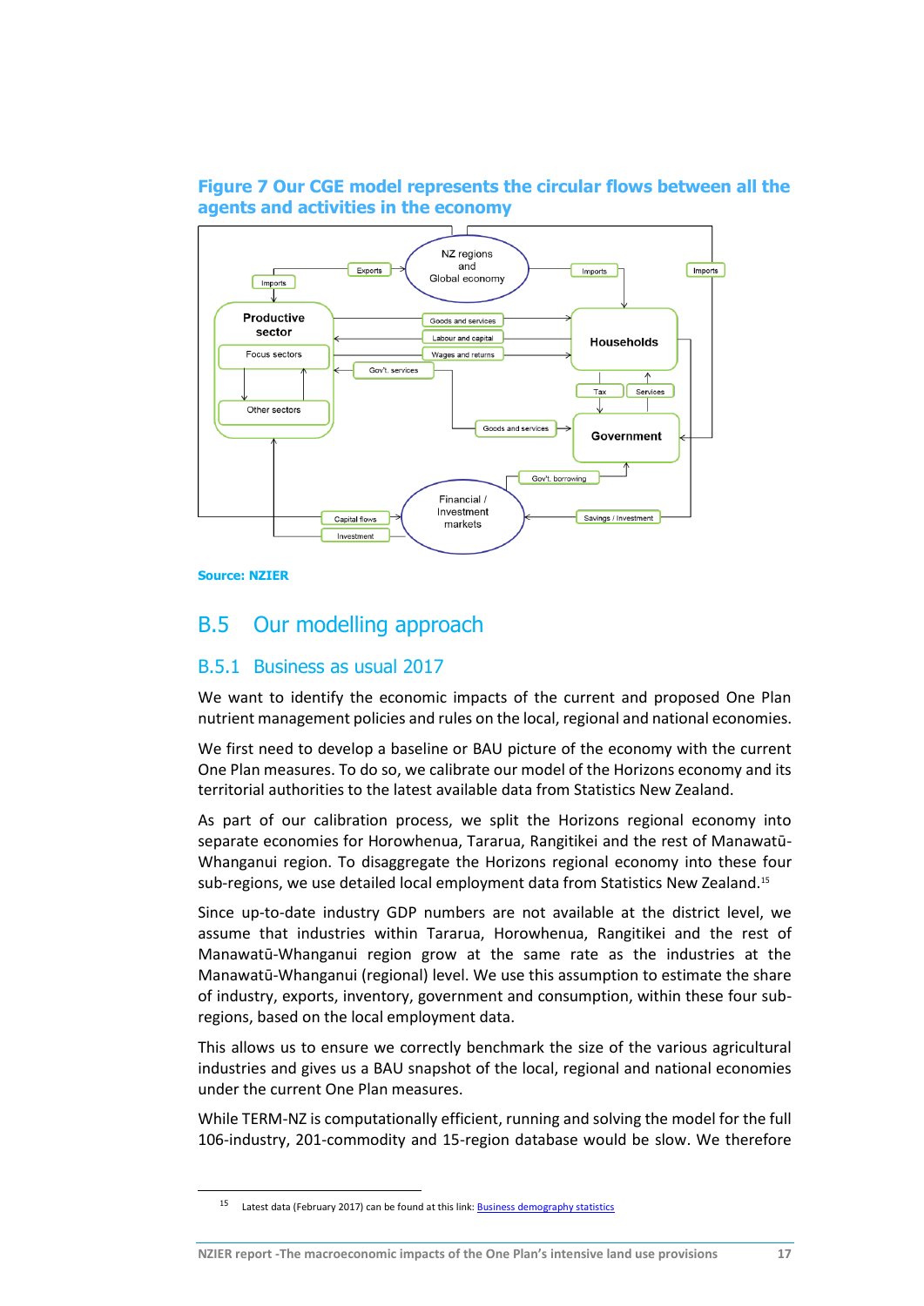**Figure 7 Our CGE model represents the circular flows between all the agents and activities in the economy**

Source: NZIER

## B.5 Our modelling approach

### B.5.1 Business as usual 2017

We want to identify the economic impacts of the current and proposed One Plan nutrient management policies and rules on the local, regional and national economies.

We first need to develop a baseline or BAU picture of the economy with the current One Plan measures. To do so, we calibrate our model of the Horizons economy and its territorial authorities to the latest available data from Statistics New Zealand.

As part of our calibration process, we split the Horizons regional economy into separate economies for Horowhenua, Tararua, Rangitikei and the rest of Manawatū-Whanganui region. To disaggregate the Horizons regional economy into these four sub-regions, we use detailed local employment data from Statistics New Zealand.[15]

Since up-to-date industry GDP numbers are not available at the district level, we assume that industries within Tararua, Horowhenua, Rangitikei and the rest of Manawatū-Whanganui region grow at the same rate as the industries at the Manawatū-Whanganui (regional) level. We use this assumption to estimate the share of industry, exports, inventory, government and consumption, within these four sub-regions, based on the local employment data.

This allows us to ensure we correctly benchmark the size of the various agricultural industries and gives us a BAU snapshot of the local, regional and national economies under the current One Plan measures.

While TERM-NZ is computationally efficient, running and solving the model for the full 106-industry, 201-commodity and 15-region database would be slow. We therefore

[15] Latest data (February 2017) can be found at this link: Business demography statistics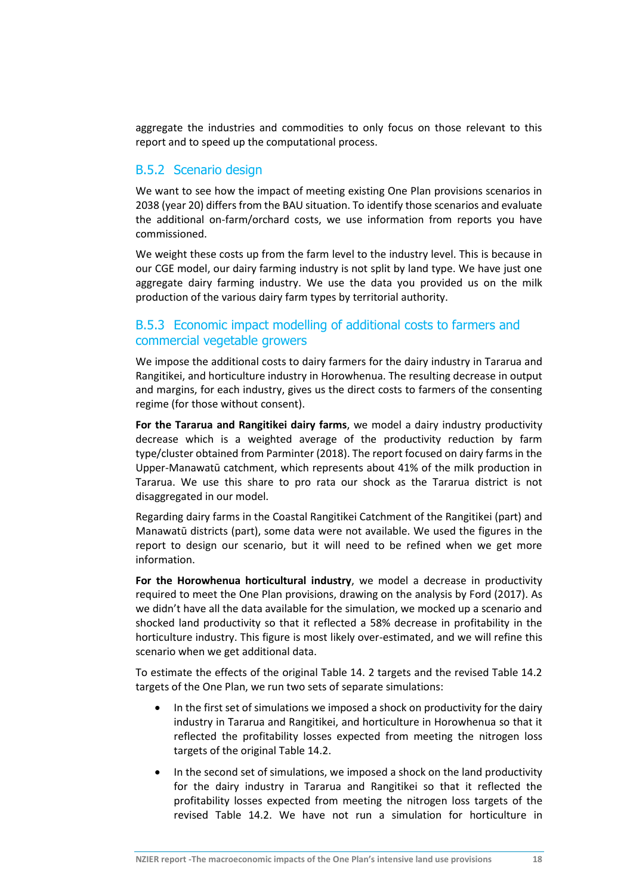aggregate the industries and commodities to only focus on those relevant to this report and to speed up the computational process.

### B.5.2 Scenario design

We want to see how the impact of meeting existing One Plan provisions scenarios in 2038 (year 20) differs from the BAU situation. To identify those scenarios and evaluate the additional on-farm/orchard costs, we use information from reports you have commissioned.

We weight these costs up from the farm level to the industry level. This is because in our CGE model, our dairy farming industry is not split by land type. We have just one aggregate dairy farming industry. We use the data you provided us on the milk production of the various dairy farm types by territorial authority.

### B.5.3 Economic impact modelling of additional costs to farmers and commercial vegetable growers

We impose the additional costs to dairy farmers for the dairy industry in Tararua and Rangitikei, and horticulture industry in Horowhenua. The resulting decrease in output and margins, for each industry, gives us the direct costs to farmers of the consenting regime (for those without consent).

**For the Tararua and Rangitikei dairy farms**, we model a dairy industry productivity decrease which is a weighted average of the productivity reduction by farm type/cluster obtained from Parminter (2018). The report focused on dairy farms in the Upper-Manawatū catchment, which represents about 41% of the milk production in Tararua. We use this share to pro rata our shock as the Tararua district is not disaggregated in our model.

Regarding dairy farms in the Coastal Rangitikei Catchment of the Rangitikei (part) and Manawatū districts (part), some data were not available. We used the figures in the report to design our scenario, but it will need to be refined when we get more information.

**For the Horowhenua horticultural industry**, we model a decrease in productivity required to meet the One Plan provisions, drawing on the analysis by Ford (2017). As we didn't have all the data available for the simulation, we mocked up a scenario and shocked land productivity so that it reflected a 58% decrease in profitability in the horticulture industry. This figure is most likely over-estimated, and we will refine this scenario when we get additional data.

To estimate the effects of the original Table 14. 2 targets and the revised Table 14.2 targets of the One Plan, we run two sets of separate simulations:

- In the first set of simulations we imposed a shock on productivity for the dairy industry in Tararua and Rangitikei, and horticulture in Horowhenua so that it reflected the profitability losses expected from meeting the nitrogen loss targets of the original Table 14.2.
- In the second set of simulations, we imposed a shock on the land productivity for the dairy industry in Tararua and Rangitikei so that it reflected the profitability losses expected from meeting the nitrogen loss targets of the revised Table 14.2. We have not run a simulation for horticulture in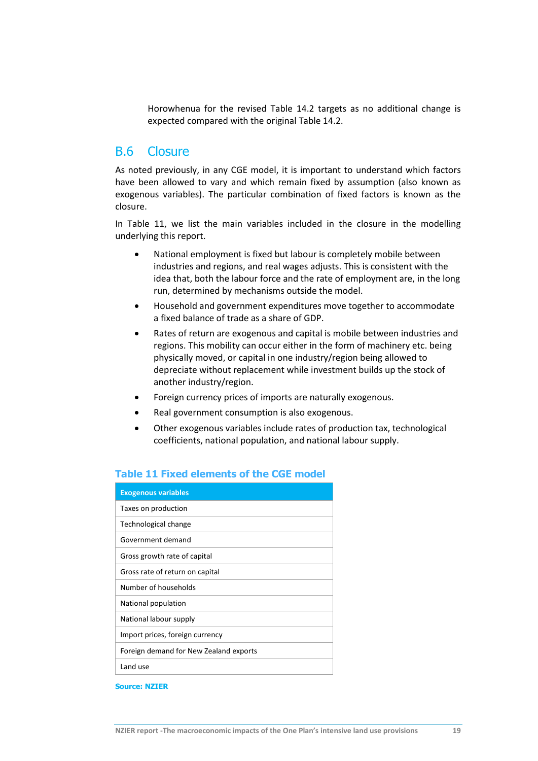Horowhenua for the revised Table 14.2 targets as no additional change is expected compared with the original Table 14.2.

## B.6 Closure

As noted previously, in any CGE model, it is important to understand which factors have been allowed to vary and which remain fixed by assumption (also known as exogenous variables). The particular combination of fixed factors is known as the closure.

In Table 11, we list the main variables included in the closure in the modelling underlying this report.

- National employment is fixed but labour is completely mobile between industries and regions, and real wages adjusts. This is consistent with the idea that, both the labour force and the rate of employment are, in the long run, determined by mechanisms outside the model.
- Household and government expenditures move together to accommodate a fixed balance of trade as a share of GDP.
- Rates of return are exogenous and capital is mobile between industries and regions. This mobility can occur either in the form of machinery etc. being physically moved, or capital in one industry/region being allowed to depreciate without replacement while investment builds up the stock of another industry/region.
- Foreign currency prices of imports are naturally exogenous.
- Real government consumption is also exogenous.
- Other exogenous variables include rates of production tax, technological coefficients, national population, and national labour supply.

**Table 11 Fixed elements of the CGE model**

| Exogenous variables |
|---|
| Taxes on production |
| Technological change |
| Government demand |
| Gross growth rate of capital |
| Gross rate of return on capital |
| Number of households |
| National population |
| National labour supply |
| Import prices, foreign currency |
| Foreign demand for New Zealand exports |
| Land use |

**Source: NZIER**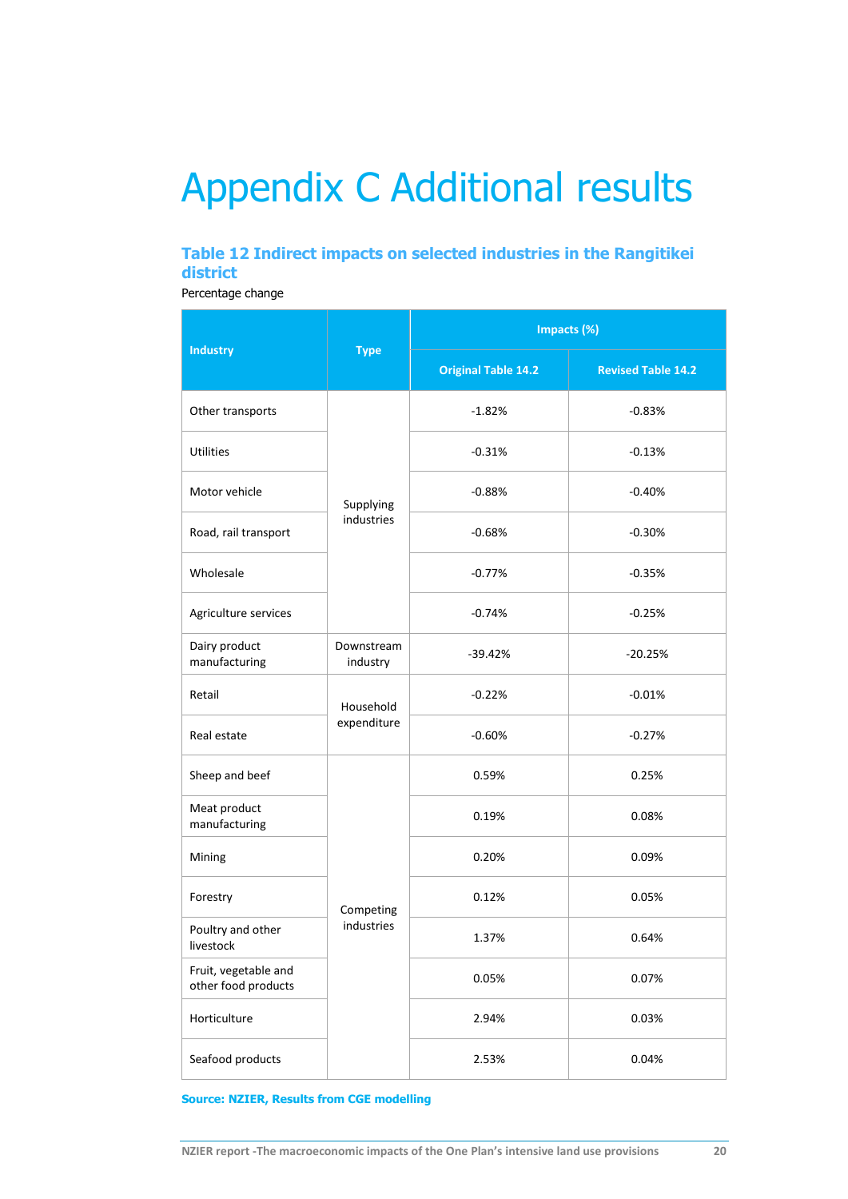# Appendix C Additional results

### Table 12 Indirect impacts on selected industries in the Rangitikei district

Percentage change

| Industry | Type | Impacts (%) | |
|---|---|---|---|
| | | Original Table 14.2 | Revised Table 14.2 |
| Other transports | Supplying industries | -1.82% | -0.83% |
| Utilities | | -0.31% | -0.13% |
| Motor vehicle | | -0.88% | -0.40% |
| Road, rail transport | | -0.68% | -0.30% |
| Wholesale | | -0.77% | -0.35% |
| Agriculture services | | -0.74% | -0.25% |
| Dairy product manufacturing | Downstream industry | -39.42% | -20.25% |
| Retail | Household expenditure | -0.22% | -0.01% |
| Real estate | | -0.60% | -0.27% |
| Sheep and beef | Competing industries | 0.59% | 0.25% |
| Meat product manufacturing | | 0.19% | 0.08% |
| Mining | | 0.20% | 0.09% |
| Forestry | | 0.12% | 0.05% |
| Poultry and other livestock | | 1.37% | 0.64% |
| Fruit, vegetable and other food products | | 0.05% | 0.07% |
| Horticulture | | 2.94% | 0.03% |
| Seafood products | | 2.53% | 0.04% |

**Source: NZIER, Results from CGE modelling**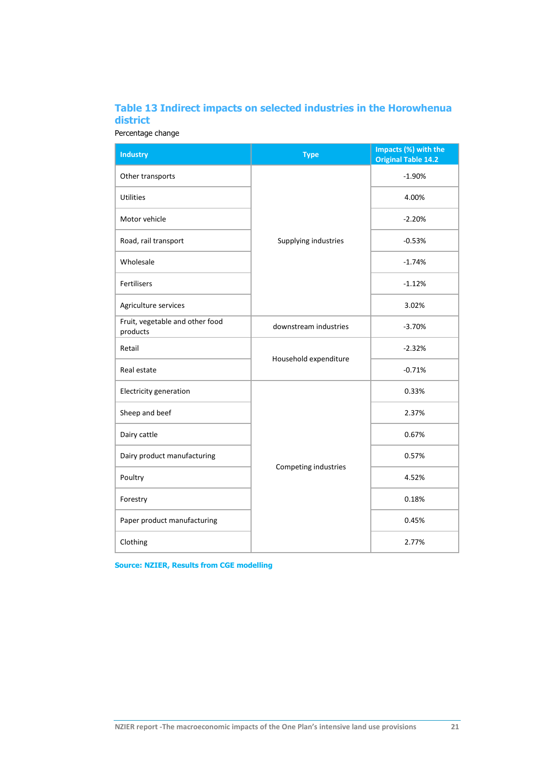### Table 13 Indirect impacts on selected industries in the Horowhenua district

Percentage change

| Industry | Type | Impacts (%) with the Original Table 14.2 |
|---|---|---|
| Other transports | Supplying industries | -1.90% |
| Utilities | Supplying industries | 4.00% |
| Motor vehicle | Supplying industries | -2.20% |
| Road, rail transport | Supplying industries | -0.53% |
| Wholesale | Supplying industries | -1.74% |
| Fertilisers | Supplying industries | -1.12% |
| Agriculture services | Supplying industries | 3.02% |
| Fruit, vegetable and other food products | downstream industries | -3.70% |
| Retail | Household expenditure | -2.32% |
| Real estate | Household expenditure | -0.71% |
| Electricity generation | Competing industries | 0.33% |
| Sheep and beef | Competing industries | 2.37% |
| Dairy cattle | Competing industries | 0.67% |
| Dairy product manufacturing | Competing industries | 0.57% |
| Poultry | Competing industries | 4.52% |
| Forestry | Competing industries | 0.18% |
| Paper product manufacturing | Competing industries | 0.45% |
| Clothing | Competing industries | 2.77% |

**Source: NZIER, Results from CGE modelling**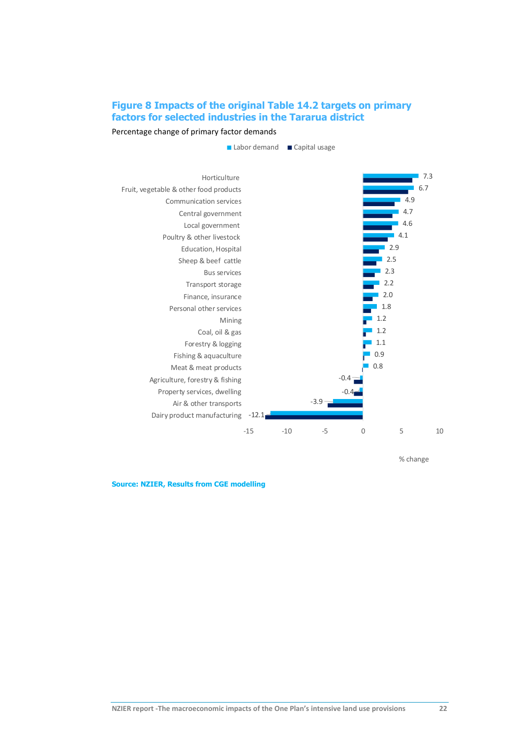## Figure 8 Impacts of the original Table 14.2 targets on primary factors for selected industries in the Tararua district

Percentage change of primary factor demands

| Industry | Labor demand (% change) |
|---|---|
| Horticulture | 7.3 |
| Fruit, vegetable & other food products | 6.7 |
| Communication services | 4.9 |
| Central government | 4.7 |
| Local government | 4.6 |
| Poultry & other livestock | 4.1 |
| Education, Hospital | 2.9 |
| Sheep & beef cattle | 2.5 |
| Bus services | 2.3 |
| Transport storage | 2.2 |
| Finance, insurance | 2.0 |
| Personal other services | 1.8 |
| Mining | 1.2 |
| Coal, oil & gas | 1.2 |
| Forestry & logging | 1.1 |
| Fishing & aquaculture | 0.9 |
| Meat & meat products | 0.8 |
| Agriculture, forestry & fishing | -0.4 |
| Property services, dwelling | -0.4 |
| Air & other transports | -3.9 |
| Dairy product manufacturing | -12.1 |

Legend: Labor demand; Capital usage. Axis: % change (-15 to 10).

**Source: NZIER, Results from CGE modelling**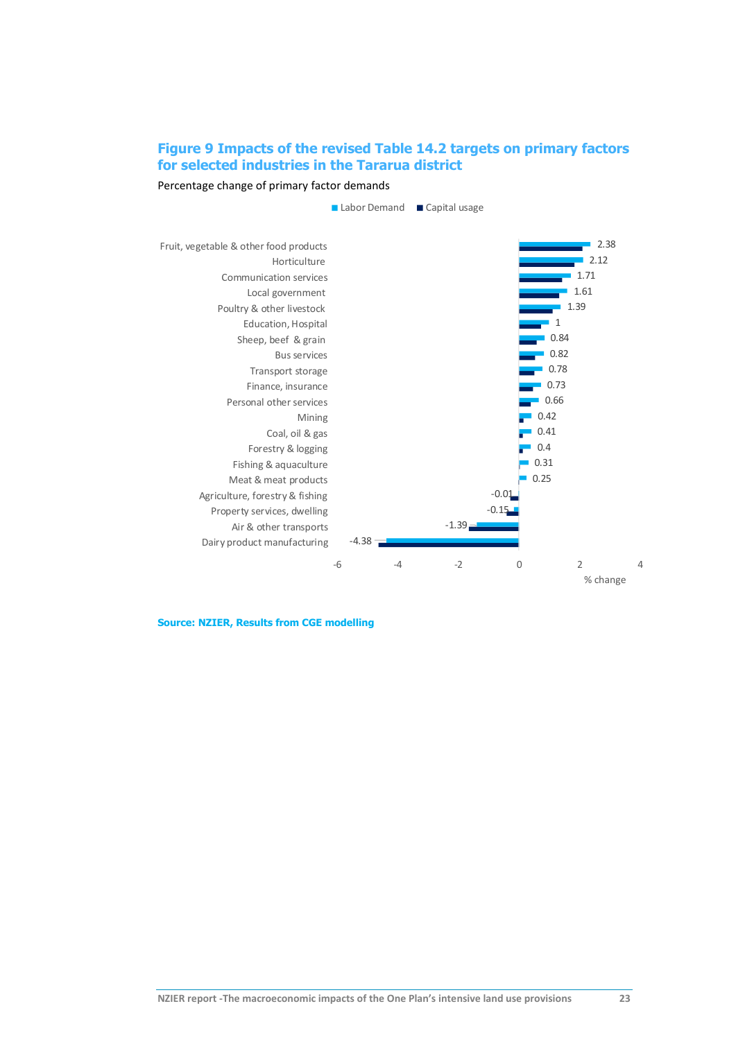## Figure 9 Impacts of the revised Table 14.2 targets on primary factors for selected industries in the Tararua district

Percentage change of primary factor demands

| Industry | Labor Demand (% change) |
|---|---|
| Fruit, vegetable & other food products | 2.38 |
| Horticulture | 2.12 |
| Communication services | 1.71 |
| Local government | 1.61 |
| Poultry & other livestock | 1.39 |
| Education, Hospital | 1 |
| Sheep, beef & grain | 0.84 |
| Bus services | 0.82 |
| Transport storage | 0.78 |
| Finance, insurance | 0.73 |
| Personal other services | 0.66 |
| Mining | 0.42 |
| Coal, oil & gas | 0.41 |
| Forestry & logging | 0.4 |
| Fishing & aquaculture | 0.31 |
| Meat & meat products | 0.25 |
| Agriculture, forestry & fishing | -0.01 |
| Property services, dwelling | -0.15 |
| Air & other transports | -1.39 |
| Dairy product manufacturing | -4.38 |

**Source: NZIER, Results from CGE modelling**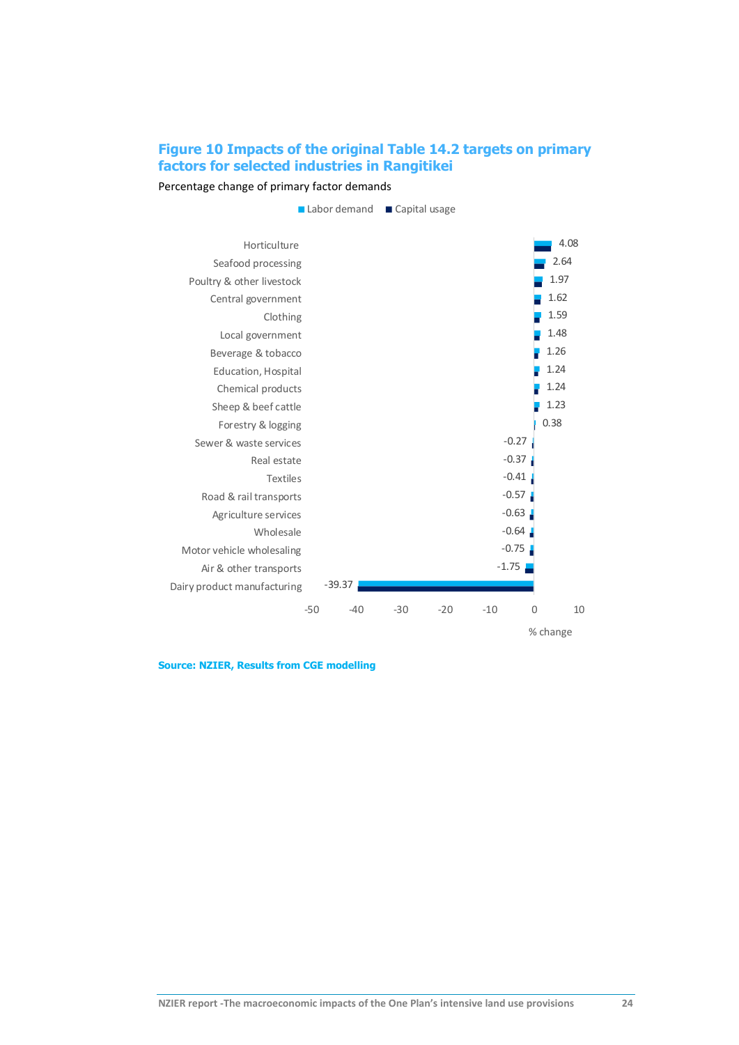## Figure 10 Impacts of the original Table 14.2 targets on primary factors for selected industries in Rangitikei

Percentage change of primary factor demands

| Industry | % change (Labor demand / Capital usage) |
|---|---|
| Horticulture | 4.08 |
| Seafood processing | 2.64 |
| Poultry & other livestock | 1.97 |
| Central government | 1.62 |
| Clothing | 1.59 |
| Local government | 1.48 |
| Beverage & tobacco | 1.26 |
| Education, Hospital | 1.24 |
| Chemical products | 1.24 |
| Sheep & beef cattle | 1.23 |
| Forestry & logging | 0.38 |
| Sewer & waste services | -0.27 |
| Real estate | -0.37 |
| Textiles | -0.41 |
| Road & rail transports | -0.57 |
| Agriculture services | -0.63 |
| Wholesale | -0.64 |
| Motor vehicle wholesaling | -0.75 |
| Air & other transports | -1.75 |
| Dairy product manufacturing | -39.37 |

**Source: NZIER, Results from CGE modelling**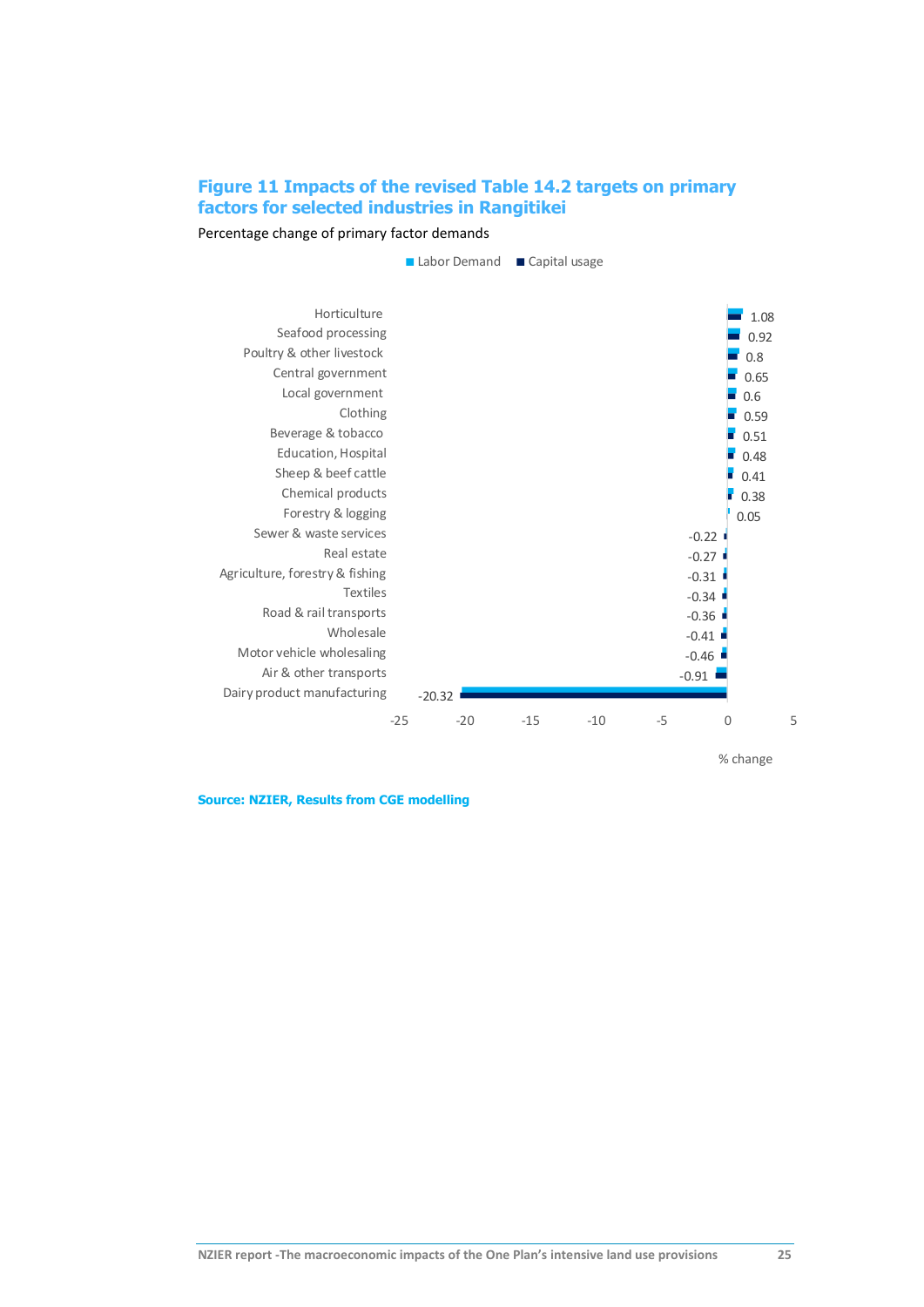**Figure 11 Impacts of the revised Table 14.2 targets on primary factors for selected industries in Rangitikei**

Percentage change of primary factor demands

| Industry | % change |
|---|---|
| Horticulture | 1.08 |
| Seafood processing | 0.92 |
| Poultry & other livestock | 0.8 |
| Central government | 0.65 |
| Local government | 0.6 |
| Clothing | 0.59 |
| Beverage & tobacco | 0.51 |
| Education, Hospital | 0.48 |
| Sheep & beef cattle | 0.41 |
| Chemical products | 0.38 |
| Forestry & logging | 0.05 |
| Sewer & waste services | -0.22 |
| Real estate | -0.27 |
| Agriculture, forestry & fishing | -0.31 |
| Textiles | -0.34 |
| Road & rail transports | -0.36 |
| Wholesale | -0.41 |
| Motor vehicle wholesaling | -0.46 |
| Air & other transports | -0.91 |
| Dairy product manufacturing | -20.32 |

Legend: Labor Demand; Capital usage. Axis: % change (-25 to 5)

**Source: NZIER, Results from CGE modelling**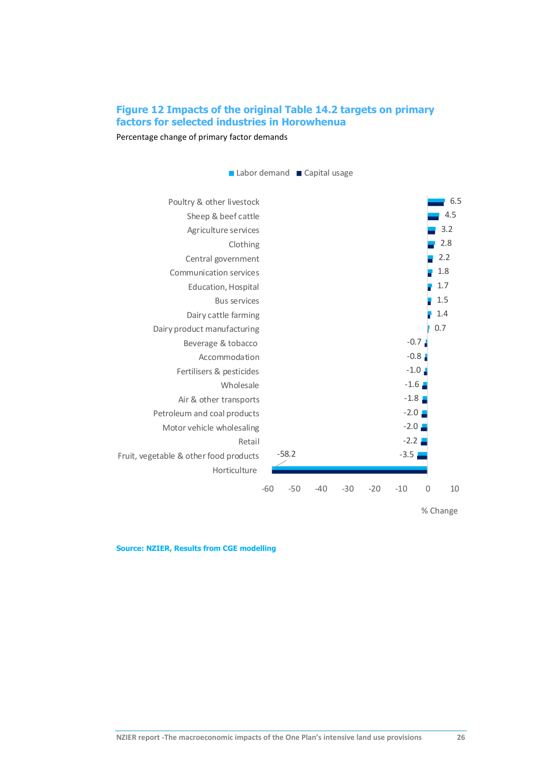**Figure 12 Impacts of the original Table 14.2 targets on primary factors for selected industries in Horowhenua**

Percentage change of primary factor demands

| Industry | % Change (Labor demand / Capital usage) |
|---|---|
| Poultry & other livestock | 6.5 |
| Sheep & beef cattle | 4.5 |
| Agriculture services | 3.2 |
| Clothing | 2.8 |
| Central government | 2.2 |
| Communication services | 1.8 |
| Education, Hospital | 1.7 |
| Bus services | 1.5 |
| Dairy cattle farming | 1.4 |
| Dairy product manufacturing | 0.7 |
| Beverage & tobacco | -0.7 |
| Accommodation | -0.8 |
| Fertilisers & pesticides | -1.0 |
| Wholesale | -1.6 |
| Air & other transports | -1.8 |
| Petroleum and coal products | -2.0 |
| Motor vehicle wholesaling | -2.0 |
| Retail | -2.2 |
| Fruit, vegetable & other food products | -3.5 |
| Horticulture | -58.2 |

Source: NZIER, Results from CGE modelling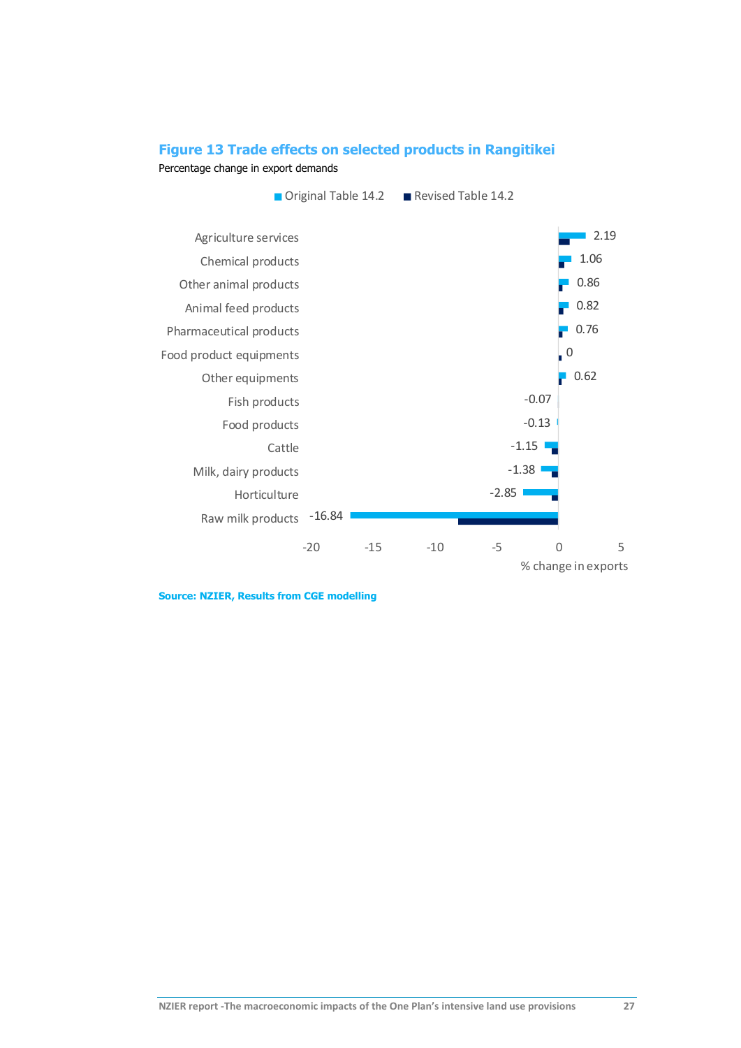## Figure 13 Trade effects on selected products in Rangitikei

Percentage change in export demands

| Product | Original Table 14.2 (% change in exports) |
| --- | --- |
| Agriculture services | 2.19 |
| Chemical products | 1.06 |
| Other animal products | 0.86 |
| Animal feed products | 0.82 |
| Pharmaceutical products | 0.76 |
| Food product equipments | 0 |
| Other equipments | 0.62 |
| Fish products | -0.07 |
| Food products | -0.13 |
| Cattle | -1.15 |
| Milk, dairy products | -1.38 |
| Horticulture | -2.85 |
| Raw milk products | -16.84 |

Source: NZIER, Results from CGE modelling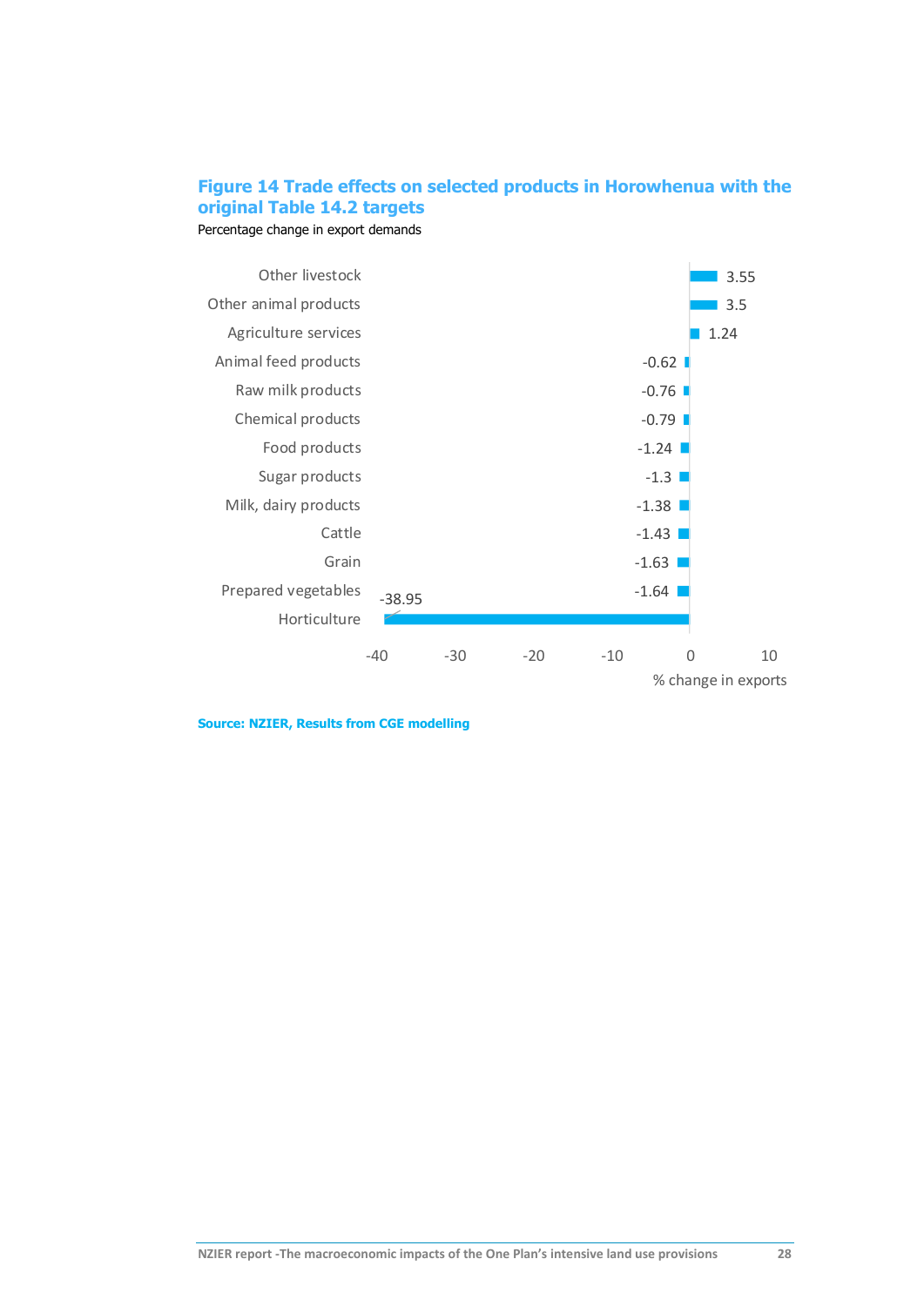**Figure 14 Trade effects on selected products in Horowhenua with the original Table 14.2 targets**

Percentage change in export demands

Other livestock 3.55
Other animal products 3.5
Agriculture services 1.24
Animal feed products -0.62
Raw milk products -0.76
Chemical products -0.79
Food products -1.24
Sugar products -1.3
Milk, dairy products -1.38
Cattle -1.43
Grain -1.63
Prepared vegetables -1.64
Horticulture -38.95

-40 -30 -20 -10 0 10

% change in exports

**Source: NZIER, Results from CGE modelling**